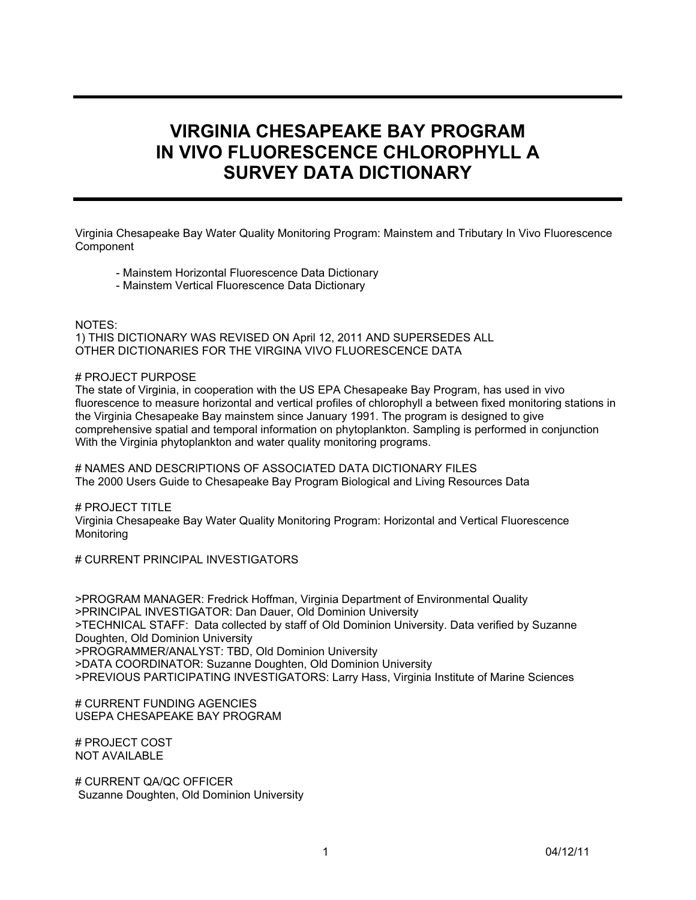# VIRGINIA CHESAPEAKE BAY PROGRAM IN VIVO FLUORESCENCE CHLOROPHYLL A SURVEY DATA DICTIONARY

Virginia Chesapeake Bay Water Quality Monitoring Program: Mainstem and Tributary In Vivo Fluorescence Component

- Mainstem Horizontal Fluorescence Data Dictionary
- Mainstem Vertical Fluorescence Data Dictionary

NOTES:
1) THIS DICTIONARY WAS REVISED ON April 12, 2011 AND SUPERSEDES ALL OTHER DICTIONARIES FOR THE VIRGINA VIVO FLUORESCENCE DATA

# PROJECT PURPOSE
The state of Virginia, in cooperation with the US EPA Chesapeake Bay Program, has used in vivo fluorescence to measure horizontal and vertical profiles of chlorophyll a between fixed monitoring stations in the Virginia Chesapeake Bay mainstem since January 1991. The program is designed to give comprehensive spatial and temporal information on phytoplankton. Sampling is performed in conjunction With the Virginia phytoplankton and water quality monitoring programs.

# NAMES AND DESCRIPTIONS OF ASSOCIATED DATA DICTIONARY FILES
The 2000 Users Guide to Chesapeake Bay Program Biological and Living Resources Data

# PROJECT TITLE
Virginia Chesapeake Bay Water Quality Monitoring Program: Horizontal and Vertical Fluorescence Monitoring

# CURRENT PRINCIPAL INVESTIGATORS

>PROGRAM MANAGER: Fredrick Hoffman, Virginia Department of Environmental Quality
>PRINCIPAL INVESTIGATOR: Dan Dauer, Old Dominion University
>TECHNICAL STAFF: Data collected by staff of Old Dominion University. Data verified by Suzanne Doughten, Old Dominion University
>PROGRAMMER/ANALYST: TBD, Old Dominion University
>DATA COORDINATOR: Suzanne Doughten, Old Dominion University
>PREVIOUS PARTICIPATING INVESTIGATORS: Larry Hass, Virginia Institute of Marine Sciences

# CURRENT FUNDING AGENCIES
USEPA CHESAPEAKE BAY PROGRAM

# PROJECT COST
NOT AVAILABLE

# CURRENT QA/QC OFFICER
Suzanne Doughten, Old Dominion University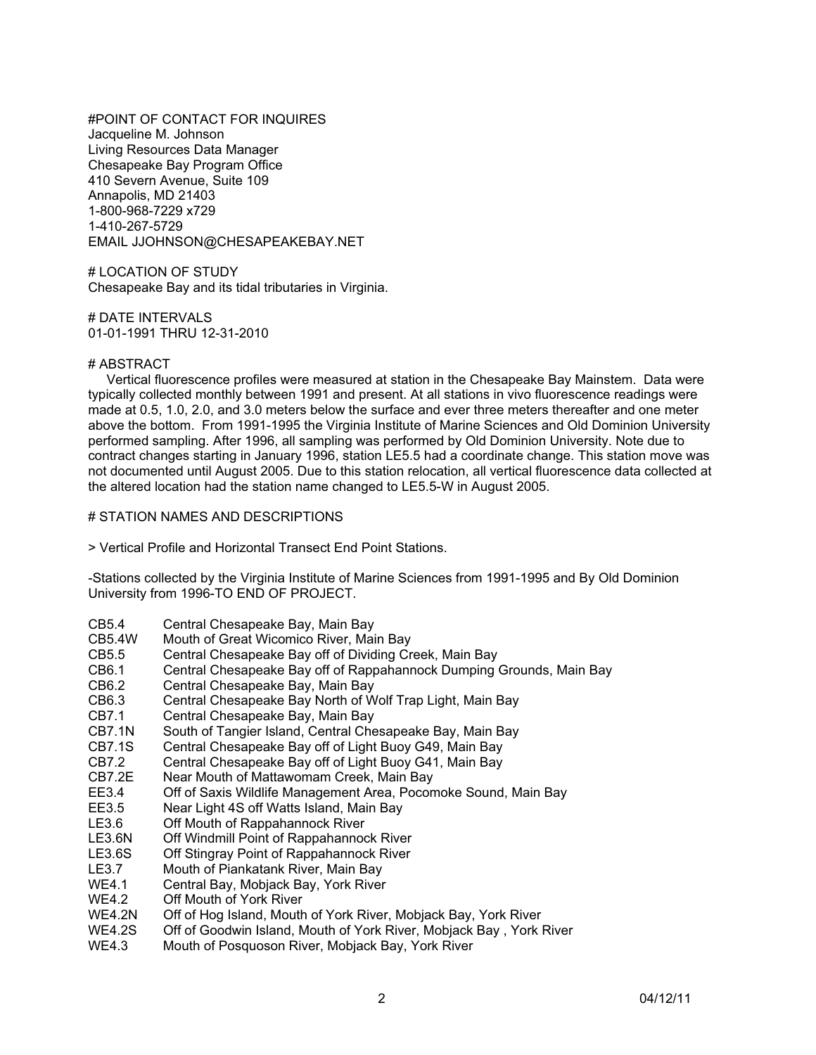#POINT OF CONTACT FOR INQUIRES
Jacqueline M. Johnson
Living Resources Data Manager
Chesapeake Bay Program Office
410 Severn Avenue, Suite 109
Annapolis, MD 21403
1-800-968-7229 x729
1-410-267-5729
EMAIL JJOHNSON@CHESAPEAKEBAY.NET

# LOCATION OF STUDY
Chesapeake Bay and its tidal tributaries in Virginia.

# DATE INTERVALS
01-01-1991 THRU 12-31-2010

# ABSTRACT
Vertical fluorescence profiles were measured at station in the Chesapeake Bay Mainstem. Data were typically collected monthly between 1991 and present. At all stations in vivo fluorescence readings were made at 0.5, 1.0, 2.0, and 3.0 meters below the surface and ever three meters thereafter and one meter above the bottom. From 1991-1995 the Virginia Institute of Marine Sciences and Old Dominion University performed sampling. After 1996, all sampling was performed by Old Dominion University. Note due to contract changes starting in January 1996, station LE5.5 had a coordinate change. This station move was not documented until August 2005. Due to this station relocation, all vertical fluorescence data collected at the altered location had the station name changed to LE5.5-W in August 2005.

# STATION NAMES AND DESCRIPTIONS

> Vertical Profile and Horizontal Transect End Point Stations.

-Stations collected by the Virginia Institute of Marine Sciences from 1991-1995 and By Old Dominion University from 1996-TO END OF PROJECT.

| | |
|---|---|
| CB5.4 | Central Chesapeake Bay, Main Bay |
| CB5.4W | Mouth of Great Wicomico River, Main Bay |
| CB5.5 | Central Chesapeake Bay off of Dividing Creek, Main Bay |
| CB6.1 | Central Chesapeake Bay off of Rappahannock Dumping Grounds, Main Bay |
| CB6.2 | Central Chesapeake Bay, Main Bay |
| CB6.3 | Central Chesapeake Bay North of Wolf Trap Light, Main Bay |
| CB7.1 | Central Chesapeake Bay, Main Bay |
| CB7.1N | South of Tangier Island, Central Chesapeake Bay, Main Bay |
| CB7.1S | Central Chesapeake Bay off of Light Buoy G49, Main Bay |
| CB7.2 | Central Chesapeake Bay off of Light Buoy G41, Main Bay |
| CB7.2E | Near Mouth of Mattawomam Creek, Main Bay |
| EE3.4 | Off of Saxis Wildlife Management Area, Pocomoke Sound, Main Bay |
| EE3.5 | Near Light 4S off Watts Island, Main Bay |
| LE3.6 | Off Mouth of Rappahannock River |
| LE3.6N | Off Windmill Point of Rappahannock River |
| LE3.6S | Off Stingray Point of Rappahannock River |
| LE3.7 | Mouth of Piankatank River, Main Bay |
| WE4.1 | Central Bay, Mobjack Bay, York River |
| WE4.2 | Off Mouth of York River |
| WE4.2N | Off of Hog Island, Mouth of York River, Mobjack Bay, York River |
| WE4.2S | Off of Goodwin Island, Mouth of York River, Mobjack Bay , York River |
| WE4.3 | Mouth of Posquoson River, Mobjack Bay, York River |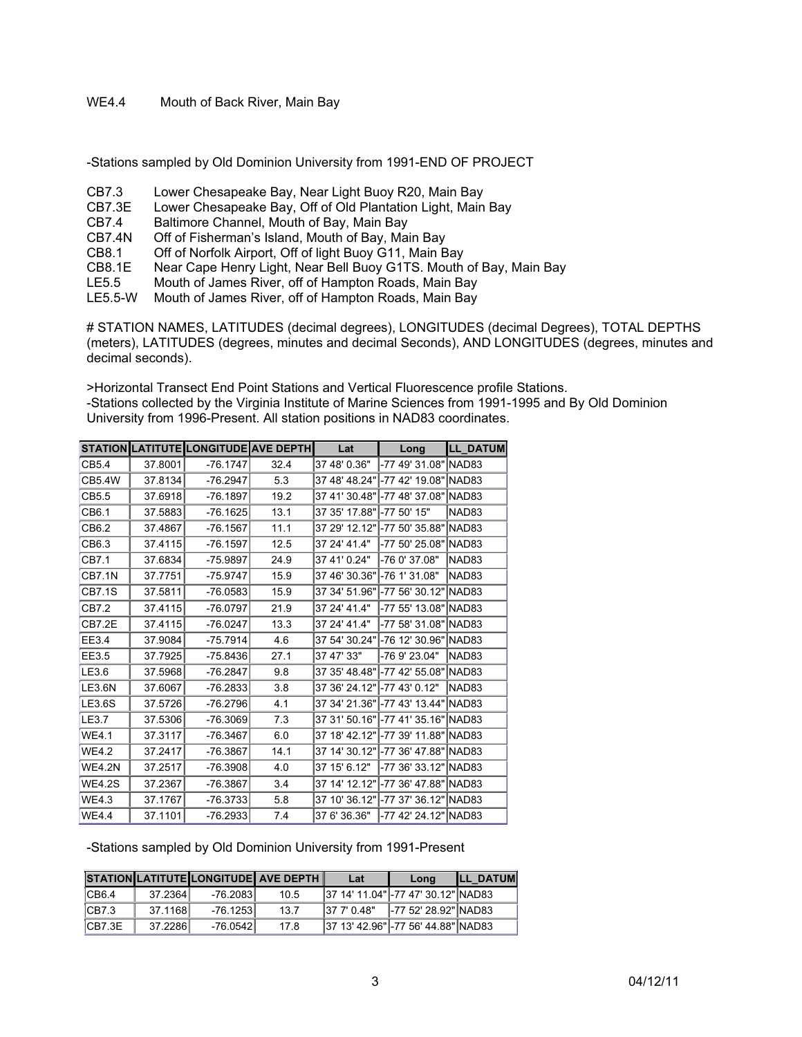WE4.4 Mouth of Back River, Main Bay

-Stations sampled by Old Dominion University from 1991-END OF PROJECT

- CB7.3 Lower Chesapeake Bay, Near Light Buoy R20, Main Bay
- CB7.3E Lower Chesapeake Bay, Off of Old Plantation Light, Main Bay
- CB7.4 Baltimore Channel, Mouth of Bay, Main Bay
- CB7.4N Off of Fisherman's Island, Mouth of Bay, Main Bay
- CB8.1 Off of Norfolk Airport, Off of light Buoy G11, Main Bay
- CB8.1E Near Cape Henry Light, Near Bell Buoy G1TS. Mouth of Bay, Main Bay
- LE5.5 Mouth of James River, off of Hampton Roads, Main Bay
- LE5.5-W Mouth of James River, off of Hampton Roads, Main Bay

# STATION NAMES, LATITUDES (decimal degrees), LONGITUDES (decimal Degrees), TOTAL DEPTHS (meters), LATITUDES (degrees, minutes and decimal Seconds), AND LONGITUDES (degrees, minutes and decimal seconds).

>Horizontal Transect End Point Stations and Vertical Fluorescence profile Stations.
-Stations collected by the Virginia Institute of Marine Sciences from 1991-1995 and By Old Dominion University from 1996-Present. All station positions in NAD83 coordinates.

| STATION | LATITUTE | LONGITUDE | AVE DEPTH | Lat | Long | LL_DATUM |
|---|---|---|---|---|---|---|
| CB5.4 | 37.8001 | -76.1747 | 32.4 | 37 48' 0.36" | -77 49' 31.08" | NAD83 |
| CB5.4W | 37.8134 | -76.2947 | 5.3 | 37 48' 48.24" | -77 42' 19.08" | NAD83 |
| CB5.5 | 37.6918 | -76.1897 | 19.2 | 37 41' 30.48" | -77 48' 37.08" | NAD83 |
| CB6.1 | 37.5883 | -76.1625 | 13.1 | 37 35' 17.88" | -77 50' 15" | NAD83 |
| CB6.2 | 37.4867 | -76.1567 | 11.1 | 37 29' 12.12" | -77 50' 35.88" | NAD83 |
| CB6.3 | 37.4115 | -76.1597 | 12.5 | 37 24' 41.4" | -77 50' 25.08" | NAD83 |
| CB7.1 | 37.6834 | -75.9897 | 24.9 | 37 41' 0.24" | -76 0' 37.08" | NAD83 |
| CB7.1N | 37.7751 | -75.9747 | 15.9 | 37 46' 30.36" | -76 1' 31.08" | NAD83 |
| CB7.1S | 37.5811 | -76.0583 | 15.9 | 37 34' 51.96" | -77 56' 30.12" | NAD83 |
| CB7.2 | 37.4115 | -76.0797 | 21.9 | 37 24' 41.4" | -77 55' 13.08" | NAD83 |
| CB7.2E | 37.4115 | -76.0247 | 13.3 | 37 24' 41.4" | -77 58' 31.08" | NAD83 |
| EE3.4 | 37.9084 | -75.7914 | 4.6 | 37 54' 30.24" | -76 12' 30.96" | NAD83 |
| EE3.5 | 37.7925 | -75.8436 | 27.1 | 37 47' 33" | -76 9' 23.04" | NAD83 |
| LE3.6 | 37.5968 | -76.2847 | 9.8 | 37 35' 48.48" | -77 42' 55.08" | NAD83 |
| LE3.6N | 37.6067 | -76.2833 | 3.8 | 37 36' 24.12" | -77 43' 0.12" | NAD83 |
| LE3.6S | 37.5726 | -76.2796 | 4.1 | 37 34' 21.36" | -77 43' 13.44" | NAD83 |
| LE3.7 | 37.5306 | -76.3069 | 7.3 | 37 31' 50.16" | -77 41' 35.16" | NAD83 |
| WE4.1 | 37.3117 | -76.3467 | 6.0 | 37 18' 42.12" | -77 39' 11.88" | NAD83 |
| WE4.2 | 37.2417 | -76.3867 | 14.1 | 37 14' 30.12" | -77 36' 47.88" | NAD83 |
| WE4.2N | 37.2517 | -76.3908 | 4.0 | 37 15' 6.12" | -77 36' 33.12" | NAD83 |
| WE4.2S | 37.2367 | -76.3867 | 3.4 | 37 14' 12.12" | -77 36' 47.88" | NAD83 |
| WE4.3 | 37.1767 | -76.3733 | 5.8 | 37 10' 36.12" | -77 37' 36.12" | NAD83 |
| WE4.4 | 37.1101 | -76.2933 | 7.4 | 37 6' 36.36" | -77 42' 24.12" | NAD83 |

-Stations sampled by Old Dominion University from 1991-Present

| STATION | LATITUTE | LONGITUDE | AVE DEPTH | Lat | Long | LL_DATUM |
|---|---|---|---|---|---|---|
| CB6.4 | 37.2364 | -76.2083 | 10.5 | 37 14' 11.04" | -77 47' 30.12" | NAD83 |
| CB7.3 | 37.1168 | -76.1253 | 13.7 | 37 7' 0.48" | -77 52' 28.92" | NAD83 |
| CB7.3E | 37.2286 | -76.0542 | 17.8 | 37 13' 42.96" | -77 56' 44.88" | NAD83 |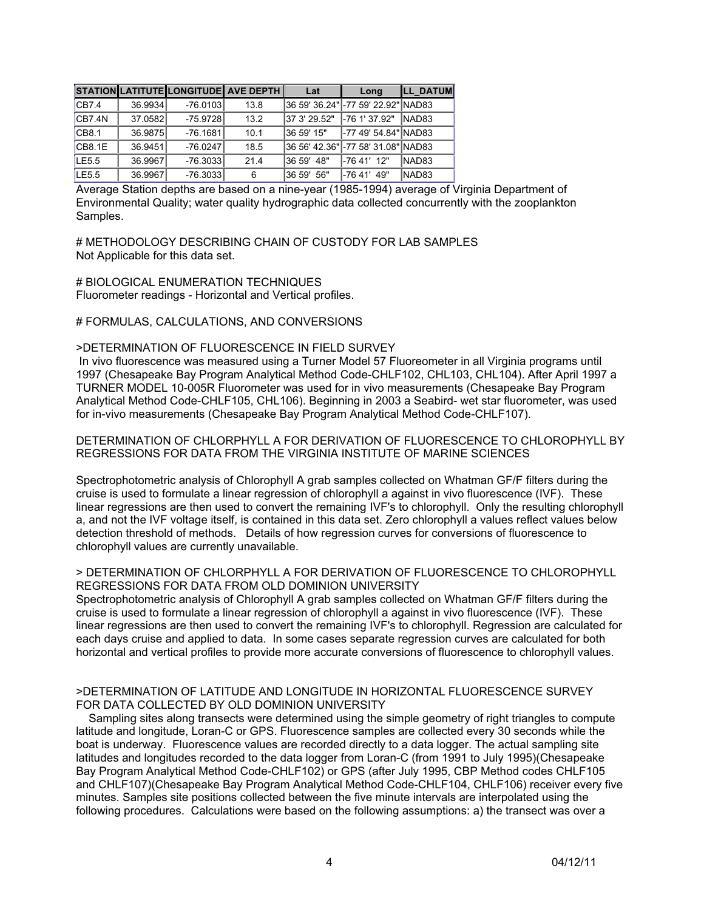| STATION | LATITUTE | LONGITUDE | AVE DEPTH | Lat | Long | LL_DATUM |
|---|---|---|---|---|---|---|
| CB7.4 | 36.9934 | -76.0103 | 13.8 | 36 59' 36.24" | -77 59' 22.92" | NAD83 |
| CB7.4N | 37.0582 | -75.9728 | 13.2 | 37 3' 29.52" | -76 1' 37.92" | NAD83 |
| CB8.1 | 36.9875 | -76.1681 | 10.1 | 36 59' 15" | -77 49' 54.84" | NAD83 |
| CB8.1E | 36.9451 | -76.0247 | 18.5 | 36 56' 42.36" | -77 58' 31.08" | NAD83 |
| LE5.5 | 36.9967 | -76.3033 | 21.4 | 36 59' 48" | -76 41' 12" | NAD83 |
| LE5.5 | 36.9967 | -76.3033 | 6 | 36 59' 56" | -76 41' 49" | NAD83 |

Average Station depths are based on a nine-year (1985-1994) average of Virginia Department of Environmental Quality; water quality hydrographic data collected concurrently with the zooplankton Samples.

# METHODOLOGY DESCRIBING CHAIN OF CUSTODY FOR LAB SAMPLES
Not Applicable for this data set.

# BIOLOGICAL ENUMERATION TECHNIQUES
Fluorometer readings - Horizontal and Vertical profiles.

# FORMULAS, CALCULATIONS, AND CONVERSIONS

>DETERMINATION OF FLUORESCENCE IN FIELD SURVEY

In vivo fluorescence was measured using a Turner Model 57 Fluoreometer in all Virginia programs until 1997 (Chesapeake Bay Program Analytical Method Code-CHLF102, CHL103, CHL104). After April 1997 a TURNER MODEL 10-005R Fluorometer was used for in vivo measurements (Chesapeake Bay Program Analytical Method Code-CHLF105, CHL106). Beginning in 2003 a Seabird- wet star fluorometer, was used for in-vivo measurements (Chesapeake Bay Program Analytical Method Code-CHLF107).

DETERMINATION OF CHLORPHYLL A FOR DERIVATION OF FLUORESCENCE TO CHLOROPHYLL BY REGRESSIONS FOR DATA FROM THE VIRGINIA INSTITUTE OF MARINE SCIENCES

Spectrophotometric analysis of Chlorophyll A grab samples collected on Whatman GF/F filters during the cruise is used to formulate a linear regression of chlorophyll a against in vivo fluorescence (IVF). These linear regressions are then used to convert the remaining IVF's to chlorophyll. Only the resulting chlorophyll a, and not the IVF voltage itself, is contained in this data set. Zero chlorophyll a values reflect values below detection threshold of methods. Details of how regression curves for conversions of fluorescence to chlorophyll values are currently unavailable.

> DETERMINATION OF CHLORPHYLL A FOR DERIVATION OF FLUORESCENCE TO CHLOROPHYLL REGRESSIONS FOR DATA FROM OLD DOMINION UNIVERSITY

Spectrophotometric analysis of Chlorophyll A grab samples collected on Whatman GF/F filters during the cruise is used to formulate a linear regression of chlorophyll a against in vivo fluorescence (IVF). These linear regressions are then used to convert the remaining IVF's to chlorophyll. Regression are calculated for each days cruise and applied to data. In some cases separate regression curves are calculated for both horizontal and vertical profiles to provide more accurate conversions of fluorescence to chlorophyll values.

>DETERMINATION OF LATITUDE AND LONGITUDE IN HORIZONTAL FLUORESCENCE SURVEY FOR DATA COLLECTED BY OLD DOMINION UNIVERSITY

Sampling sites along transects were determined using the simple geometry of right triangles to compute latitude and longitude, Loran-C or GPS. Fluorescence samples are collected every 30 seconds while the boat is underway. Fluorescence values are recorded directly to a data logger. The actual sampling site latitudes and longitudes recorded to the data logger from Loran-C (from 1991 to July 1995)(Chesapeake Bay Program Analytical Method Code-CHLF102) or GPS (after July 1995, CBP Method codes CHLF105 and CHLF107)(Chesapeake Bay Program Analytical Method Code-CHLF104, CHLF106) receiver every five minutes. Samples site positions collected between the five minute intervals are interpolated using the following procedures. Calculations were based on the following assumptions: a) the transect was over a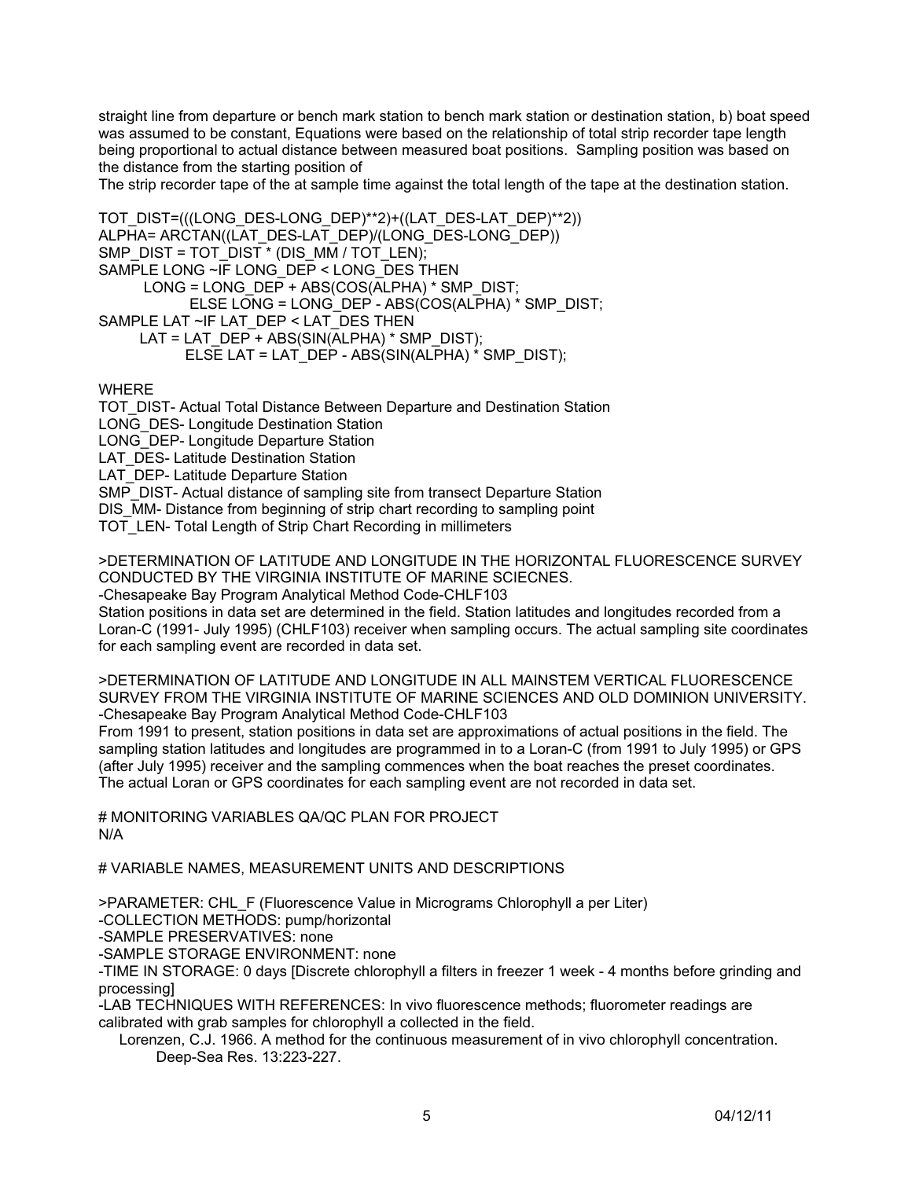straight line from departure or bench mark station to bench mark station or destination station, b) boat speed was assumed to be constant, Equations were based on the relationship of total strip recorder tape length being proportional to actual distance between measured boat positions. Sampling position was based on the distance from the starting position of
The strip recorder tape of the at sample time against the total length of the tape at the destination station.

```
TOT_DIST=(((LONG_DES-LONG_DEP)**2)+((LAT_DES-LAT_DEP)**2))
ALPHA= ARCTAN((LAT_DES-LAT_DEP)/(LONG_DES-LONG_DEP))
SMP_DIST = TOT_DIST * (DIS_MM / TOT_LEN);
SAMPLE LONG ~IF LONG_DEP < LONG_DES THEN
        LONG = LONG_DEP + ABS(COS(ALPHA) * SMP_DIST;
                ELSE LONG = LONG_DEP - ABS(COS(ALPHA) * SMP_DIST;
SAMPLE LAT ~IF LAT_DEP < LAT_DES THEN
       LAT = LAT_DEP + ABS(SIN(ALPHA) * SMP_DIST);
               ELSE LAT = LAT_DEP - ABS(SIN(ALPHA) * SMP_DIST);
```

WHERE
TOT_DIST- Actual Total Distance Between Departure and Destination Station
LONG_DES- Longitude Destination Station
LONG_DEP- Longitude Departure Station
LAT_DES- Latitude Destination Station
LAT_DEP- Latitude Departure Station
SMP_DIST- Actual distance of sampling site from transect Departure Station
DIS_MM- Distance from beginning of strip chart recording to sampling point
TOT_LEN- Total Length of Strip Chart Recording in millimeters

>DETERMINATION OF LATITUDE AND LONGITUDE IN THE HORIZONTAL FLUORESCENCE SURVEY CONDUCTED BY THE VIRGINIA INSTITUTE OF MARINE SCIECNES.
-Chesapeake Bay Program Analytical Method Code-CHLF103
Station positions in data set are determined in the field. Station latitudes and longitudes recorded from a Loran-C (1991- July 1995) (CHLF103) receiver when sampling occurs. The actual sampling site coordinates for each sampling event are recorded in data set.

>DETERMINATION OF LATITUDE AND LONGITUDE IN ALL MAINSTEM VERTICAL FLUORESCENCE SURVEY FROM THE VIRGINIA INSTITUTE OF MARINE SCIENCES AND OLD DOMINION UNIVERSITY.
-Chesapeake Bay Program Analytical Method Code-CHLF103
From 1991 to present, station positions in data set are approximations of actual positions in the field. The sampling station latitudes and longitudes are programmed in to a Loran-C (from 1991 to July 1995) or GPS (after July 1995) receiver and the sampling commences when the boat reaches the preset coordinates. The actual Loran or GPS coordinates for each sampling event are not recorded in data set.

# MONITORING VARIABLES QA/QC PLAN FOR PROJECT
N/A

# VARIABLE NAMES, MEASUREMENT UNITS AND DESCRIPTIONS

>PARAMETER: CHL_F (Fluorescence Value in Micrograms Chlorophyll a per Liter)
-COLLECTION METHODS: pump/horizontal
-SAMPLE PRESERVATIVES: none
-SAMPLE STORAGE ENVIRONMENT: none
-TIME IN STORAGE: 0 days [Discrete chlorophyll a filters in freezer 1 week - 4 months before grinding and processing]
-LAB TECHNIQUES WITH REFERENCES: In vivo fluorescence methods; fluorometer readings are calibrated with grab samples for chlorophyll a collected in the field.
Lorenzen, C.J. 1966. A method for the continuous measurement of in vivo chlorophyll concentration. Deep-Sea Res. 13:223-227.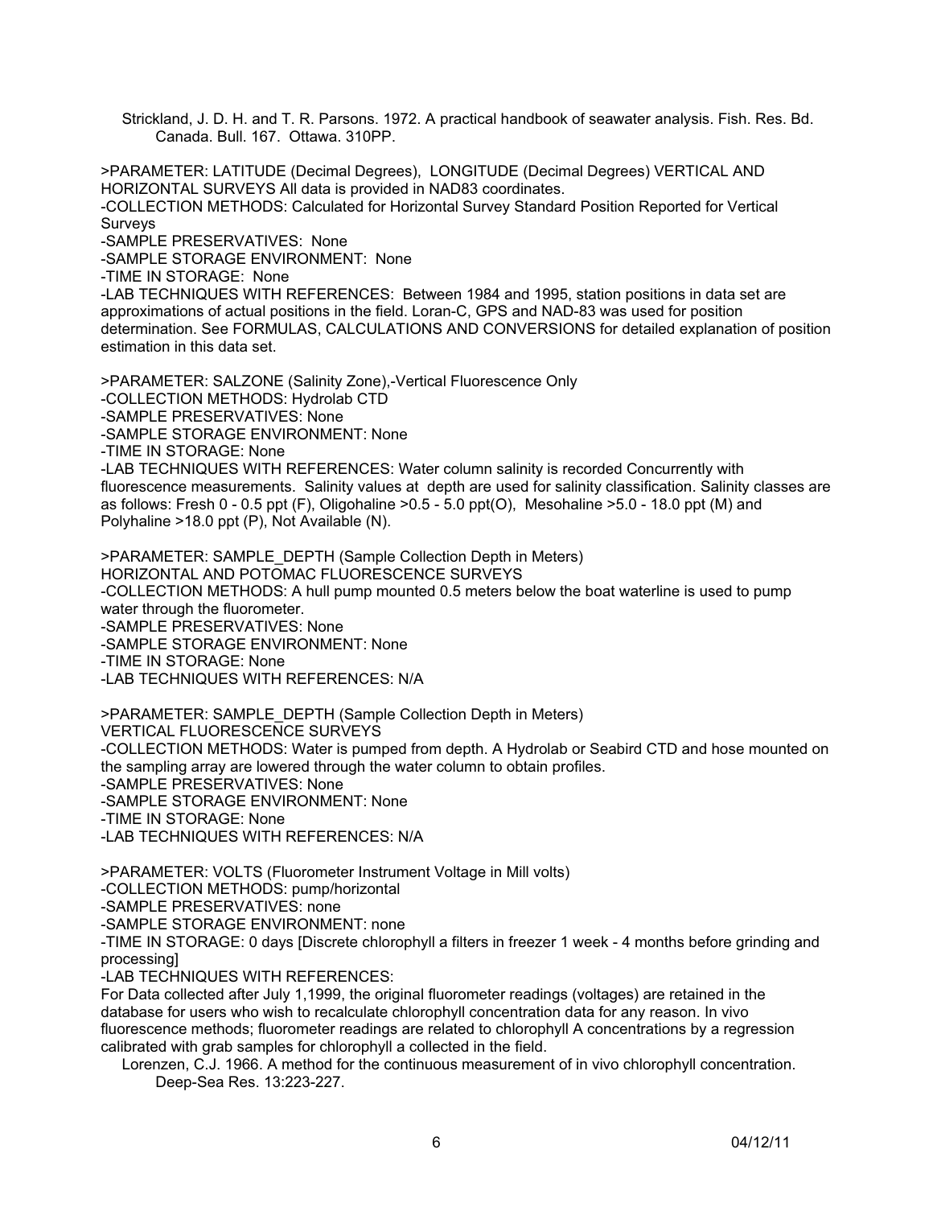Strickland, J. D. H. and T. R. Parsons. 1972. A practical handbook of seawater analysis. Fish. Res. Bd. Canada. Bull. 167. Ottawa. 310PP.

>PARAMETER: LATITUDE (Decimal Degrees), LONGITUDE (Decimal Degrees) VERTICAL AND HORIZONTAL SURVEYS All data is provided in NAD83 coordinates.
-COLLECTION METHODS: Calculated for Horizontal Survey Standard Position Reported for Vertical Surveys
-SAMPLE PRESERVATIVES: None
-SAMPLE STORAGE ENVIRONMENT: None
-TIME IN STORAGE: None
-LAB TECHNIQUES WITH REFERENCES: Between 1984 and 1995, station positions in data set are approximations of actual positions in the field. Loran-C, GPS and NAD-83 was used for position determination. See FORMULAS, CALCULATIONS AND CONVERSIONS for detailed explanation of position estimation in this data set.

>PARAMETER: SALZONE (Salinity Zone),-Vertical Fluorescence Only
-COLLECTION METHODS: Hydrolab CTD
-SAMPLE PRESERVATIVES: None
-SAMPLE STORAGE ENVIRONMENT: None
-TIME IN STORAGE: None
-LAB TECHNIQUES WITH REFERENCES: Water column salinity is recorded Concurrently with fluorescence measurements. Salinity values at depth are used for salinity classification. Salinity classes are as follows: Fresh 0 - 0.5 ppt (F), Oligohaline >0.5 - 5.0 ppt(O), Mesohaline >5.0 - 18.0 ppt (M) and Polyhaline >18.0 ppt (P), Not Available (N).

>PARAMETER: SAMPLE_DEPTH (Sample Collection Depth in Meters)
HORIZONTAL AND POTOMAC FLUORESCENCE SURVEYS
-COLLECTION METHODS: A hull pump mounted 0.5 meters below the boat waterline is used to pump water through the fluorometer.
-SAMPLE PRESERVATIVES: None
-SAMPLE STORAGE ENVIRONMENT: None
-TIME IN STORAGE: None
-LAB TECHNIQUES WITH REFERENCES: N/A

>PARAMETER: SAMPLE_DEPTH (Sample Collection Depth in Meters)
VERTICAL FLUORESCENCE SURVEYS
-COLLECTION METHODS: Water is pumped from depth. A Hydrolab or Seabird CTD and hose mounted on the sampling array are lowered through the water column to obtain profiles.
-SAMPLE PRESERVATIVES: None
-SAMPLE STORAGE ENVIRONMENT: None
-TIME IN STORAGE: None
-LAB TECHNIQUES WITH REFERENCES: N/A

>PARAMETER: VOLTS (Fluorometer Instrument Voltage in Mill volts)
-COLLECTION METHODS: pump/horizontal
-SAMPLE PRESERVATIVES: none
-SAMPLE STORAGE ENVIRONMENT: none
-TIME IN STORAGE: 0 days [Discrete chlorophyll a filters in freezer 1 week - 4 months before grinding and processing]
-LAB TECHNIQUES WITH REFERENCES:
For Data collected after July 1,1999, the original fluorometer readings (voltages) are retained in the database for users who wish to recalculate chlorophyll concentration data for any reason. In vivo fluorescence methods; fluorometer readings are related to chlorophyll A concentrations by a regression calibrated with grab samples for chlorophyll a collected in the field.

Lorenzen, C.J. 1966. A method for the continuous measurement of in vivo chlorophyll concentration. Deep-Sea Res. 13:223-227.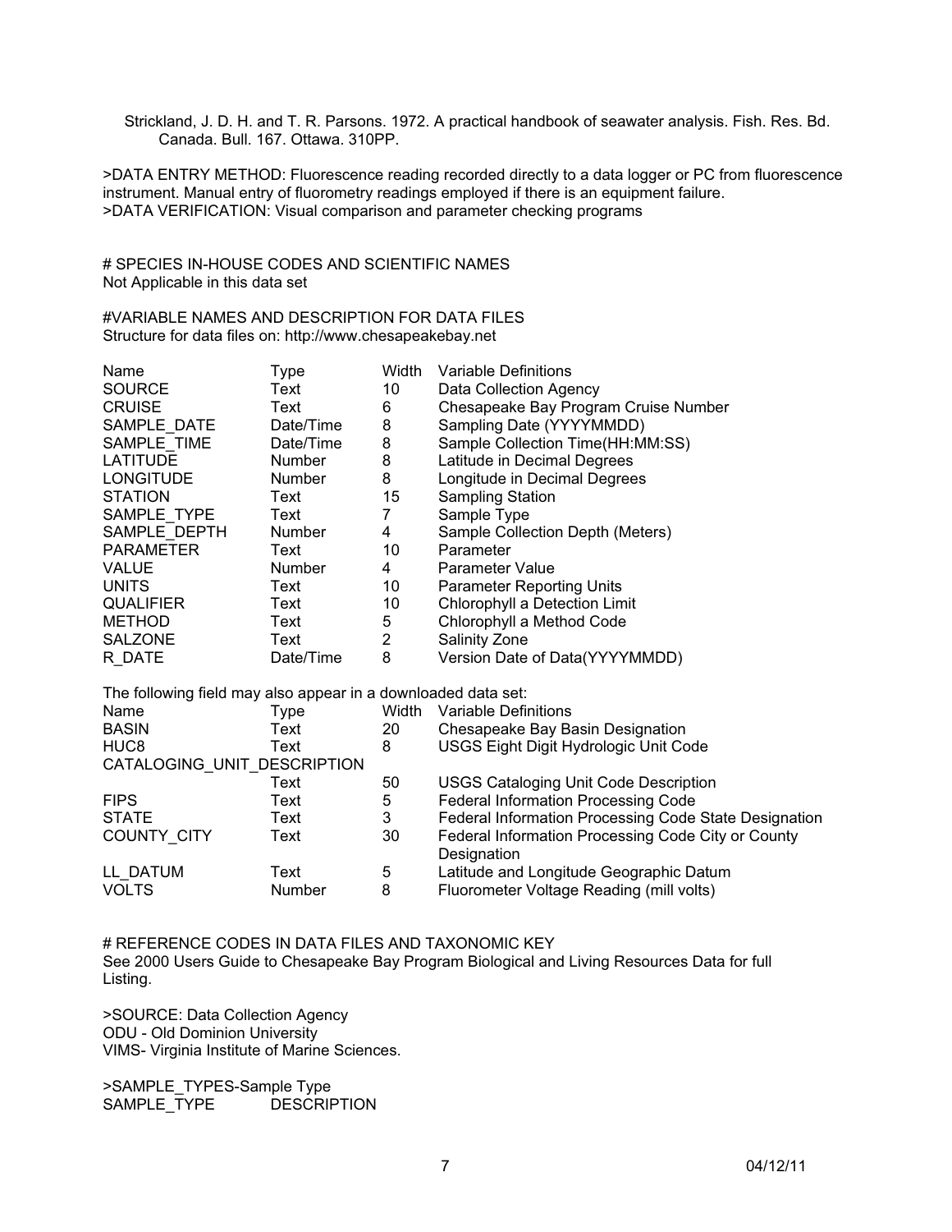Strickland, J. D. H. and T. R. Parsons. 1972. A practical handbook of seawater analysis. Fish. Res. Bd. Canada. Bull. 167. Ottawa. 310PP.

>DATA ENTRY METHOD: Fluorescence reading recorded directly to a data logger or PC from fluorescence instrument. Manual entry of fluorometry readings employed if there is an equipment failure.
>DATA VERIFICATION: Visual comparison and parameter checking programs

# SPECIES IN-HOUSE CODES AND SCIENTIFIC NAMES
Not Applicable in this data set

#VARIABLE NAMES AND DESCRIPTION FOR DATA FILES
Structure for data files on: http://www.chesapeakebay.net

| Name | Type | Width | Variable Definitions |
|---|---|---|---|
| SOURCE | Text | 10 | Data Collection Agency |
| CRUISE | Text | 6 | Chesapeake Bay Program Cruise Number |
| SAMPLE_DATE | Date/Time | 8 | Sampling Date (YYYYMMDD) |
| SAMPLE_TIME | Date/Time | 8 | Sample Collection Time(HH:MM:SS) |
| LATITUDE | Number | 8 | Latitude in Decimal Degrees |
| LONGITUDE | Number | 8 | Longitude in Decimal Degrees |
| STATION | Text | 15 | Sampling Station |
| SAMPLE_TYPE | Text | 7 | Sample Type |
| SAMPLE_DEPTH | Number | 4 | Sample Collection Depth (Meters) |
| PARAMETER | Text | 10 | Parameter |
| VALUE | Number | 4 | Parameter Value |
| UNITS | Text | 10 | Parameter Reporting Units |
| QUALIFIER | Text | 10 | Chlorophyll a Detection Limit |
| METHOD | Text | 5 | Chlorophyll a Method Code |
| SALZONE | Text | 2 | Salinity Zone |
| R_DATE | Date/Time | 8 | Version Date of Data(YYYYMMDD) |

The following field may also appear in a downloaded data set:

| Name | Type | Width | Variable Definitions |
|---|---|---|---|
| BASIN | Text | 20 | Chesapeake Bay Basin Designation |
| HUC8 | Text | 8 | USGS Eight Digit Hydrologic Unit Code |
| CATALOGING_UNIT_DESCRIPTION | Text | 50 | USGS Cataloging Unit Code Description |
| FIPS | Text | 5 | Federal Information Processing Code |
| STATE | Text | 3 | Federal Information Processing Code State Designation |
| COUNTY_CITY | Text | 30 | Federal Information Processing Code City or County Designation |
| LL_DATUM | Text | 5 | Latitude and Longitude Geographic Datum |
| VOLTS | Number | 8 | Fluorometer Voltage Reading (mill volts) |

# REFERENCE CODES IN DATA FILES AND TAXONOMIC KEY
See 2000 Users Guide to Chesapeake Bay Program Biological and Living Resources Data for full Listing.

>SOURCE: Data Collection Agency
ODU - Old Dominion University
VIMS- Virginia Institute of Marine Sciences.

>SAMPLE_TYPES-Sample Type
SAMPLE_TYPE DESCRIPTION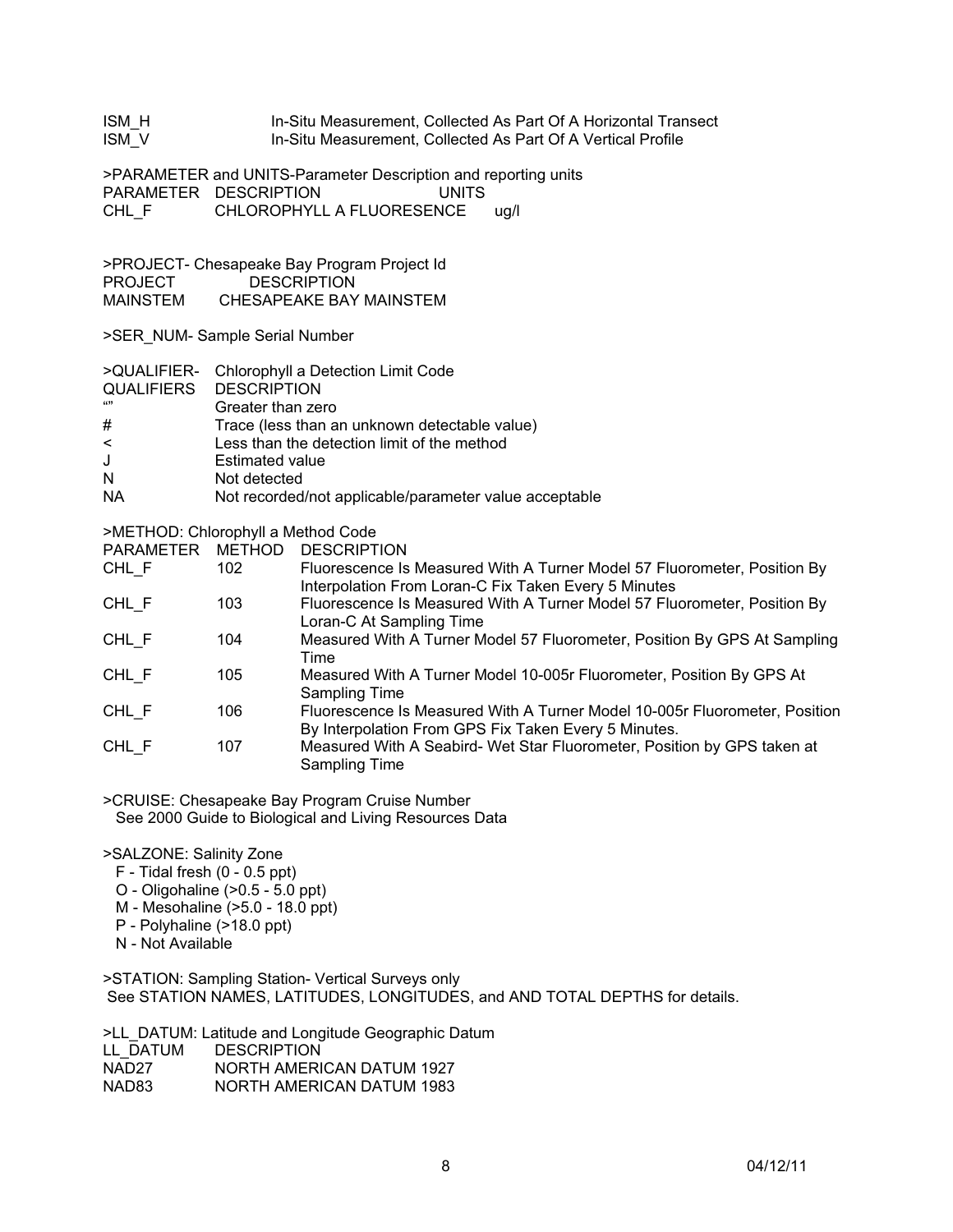| | |
|---|---|
| ISM_H | In-Situ Measurement, Collected As Part Of A Horizontal Transect |
| ISM_V | In-Situ Measurement, Collected As Part Of A Vertical Profile |

>PARAMETER and UNITS-Parameter Description and reporting units

| PARAMETER | DESCRIPTION | UNITS |
|---|---|---|
| CHL_F | CHLOROPHYLL A FLUORESENCE | ug/l |

>PROJECT- Chesapeake Bay Program Project Id

| PROJECT | DESCRIPTION |
|---|---|
| MAINSTEM | CHESAPEAKE BAY MAINSTEM |

>SER_NUM- Sample Serial Number

>QUALIFIER- Chlorophyll a Detection Limit Code

| QUALIFIERS | DESCRIPTION |
|---|---|
| "" | Greater than zero |
| # | Trace (less than an unknown detectable value) |
| < | Less than the detection limit of the method |
| J | Estimated value |
| N | Not detected |
| NA | Not recorded/not applicable/parameter value acceptable |

>METHOD: Chlorophyll a Method Code

| PARAMETER | METHOD | DESCRIPTION |
|---|---|---|
| CHL_F | 102 | Fluorescence Is Measured With A Turner Model 57 Fluorometer, Position By Interpolation From Loran-C Fix Taken Every 5 Minutes |
| CHL_F | 103 | Fluorescence Is Measured With A Turner Model 57 Fluorometer, Position By Loran-C At Sampling Time |
| CHL_F | 104 | Measured With A Turner Model 57 Fluorometer, Position By GPS At Sampling Time |
| CHL_F | 105 | Measured With A Turner Model 10-005r Fluorometer, Position By GPS At Sampling Time |
| CHL_F | 106 | Fluorescence Is Measured With A Turner Model 10-005r Fluorometer, Position By Interpolation From GPS Fix Taken Every 5 Minutes. |
| CHL_F | 107 | Measured With A Seabird- Wet Star Fluorometer, Position by GPS taken at Sampling Time |

>CRUISE: Chesapeake Bay Program Cruise Number
See 2000 Guide to Biological and Living Resources Data

>SALZONE: Salinity Zone
- F - Tidal fresh (0 - 0.5 ppt)
- O - Oligohaline (>0.5 - 5.0 ppt)
- M - Mesohaline (>5.0 - 18.0 ppt)
- P - Polyhaline (>18.0 ppt)
- N - Not Available

>STATION: Sampling Station- Vertical Surveys only
See STATION NAMES, LATITUDES, LONGITUDES, and AND TOTAL DEPTHS for details.

>LL_DATUM: Latitude and Longitude Geographic Datum

| LL_DATUM | DESCRIPTION |
|---|---|
| NAD27 | NORTH AMERICAN DATUM 1927 |
| NAD83 | NORTH AMERICAN DATUM 1983 |

04/12/11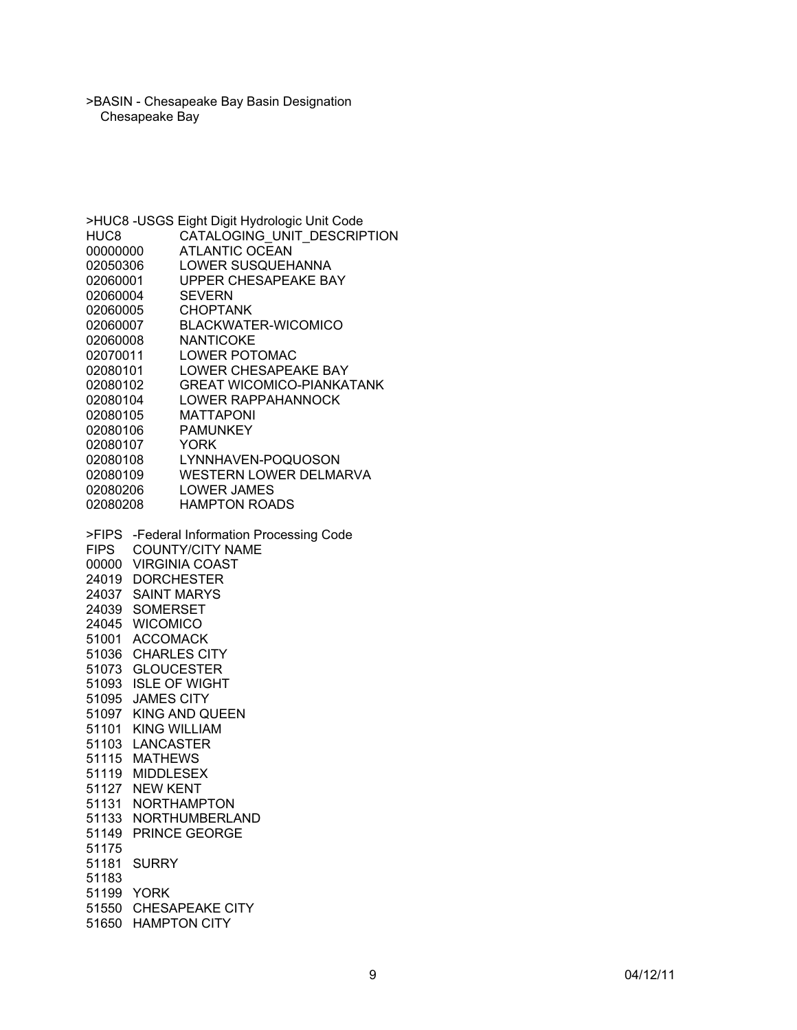>BASIN - Chesapeake Bay Basin Designation
Chesapeake Bay

>HUC8 -USGS Eight Digit Hydrologic Unit Code

| HUC8 | CATALOGING_UNIT_DESCRIPTION |
|---|---|
| 00000000 | ATLANTIC OCEAN |
| 02050306 | LOWER SUSQUEHANNA |
| 02060001 | UPPER CHESAPEAKE BAY |
| 02060004 | SEVERN |
| 02060005 | CHOPTANK |
| 02060007 | BLACKWATER-WICOMICO |
| 02060008 | NANTICOKE |
| 02070011 | LOWER POTOMAC |
| 02080101 | LOWER CHESAPEAKE BAY |
| 02080102 | GREAT WICOMICO-PIANKATANK |
| 02080104 | LOWER RAPPAHANNOCK |
| 02080105 | MATTAPONI |
| 02080106 | PAMUNKEY |
| 02080107 | YORK |
| 02080108 | LYNNHAVEN-POQUOSON |
| 02080109 | WESTERN LOWER DELMARVA |
| 02080206 | LOWER JAMES |
| 02080208 | HAMPTON ROADS |

>FIPS -Federal Information Processing Code

| FIPS | COUNTY/CITY NAME |
|---|---|
| 00000 | VIRGINIA COAST |
| 24019 | DORCHESTER |
| 24037 | SAINT MARYS |
| 24039 | SOMERSET |
| 24045 | WICOMICO |
| 51001 | ACCOMACK |
| 51036 | CHARLES CITY |
| 51073 | GLOUCESTER |
| 51093 | ISLE OF WIGHT |
| 51095 | JAMES CITY |
| 51097 | KING AND QUEEN |
| 51101 | KING WILLIAM |
| 51103 | LANCASTER |
| 51115 | MATHEWS |
| 51119 | MIDDLESEX |
| 51127 | NEW KENT |
| 51131 | NORTHAMPTON |
| 51133 | NORTHUMBERLAND |
| 51149 | PRINCE GEORGE |
| 51175 | |
| 51181 | SURRY |
| 51183 | |
| 51199 | YORK |
| 51550 | CHESAPEAKE CITY |
| 51650 | HAMPTON CITY |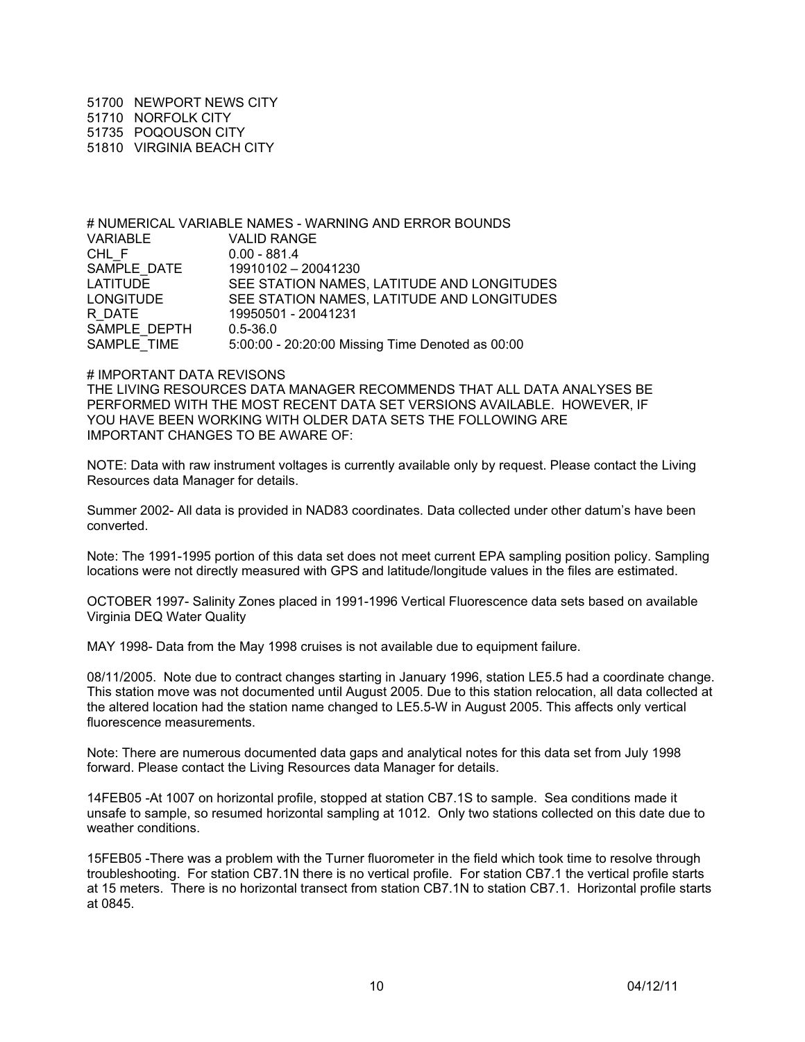51700 NEWPORT NEWS CITY
51710 NORFOLK CITY
51735 POQOUSON CITY
51810 VIRGINIA BEACH CITY

# NUMERICAL VARIABLE NAMES - WARNING AND ERROR BOUNDS

| VARIABLE | VALID RANGE |
| --- | --- |
| CHL_F | 0.00 - 881.4 |
| SAMPLE_DATE | 19910102 – 20041230 |
| LATITUDE | SEE STATION NAMES, LATITUDE AND LONGITUDES |
| LONGITUDE | SEE STATION NAMES, LATITUDE AND LONGITUDES |
| R_DATE | 19950501 - 20041231 |
| SAMPLE_DEPTH | 0.5-36.0 |
| SAMPLE_TIME | 5:00:00 - 20:20:00 Missing Time Denoted as 00:00 |

# IMPORTANT DATA REVISONS

THE LIVING RESOURCES DATA MANAGER RECOMMENDS THAT ALL DATA ANALYSES BE PERFORMED WITH THE MOST RECENT DATA SET VERSIONS AVAILABLE. HOWEVER, IF YOU HAVE BEEN WORKING WITH OLDER DATA SETS THE FOLLOWING ARE IMPORTANT CHANGES TO BE AWARE OF:

NOTE: Data with raw instrument voltages is currently available only by request. Please contact the Living Resources data Manager for details.

Summer 2002- All data is provided in NAD83 coordinates. Data collected under other datum's have been converted.

Note: The 1991-1995 portion of this data set does not meet current EPA sampling position policy. Sampling locations were not directly measured with GPS and latitude/longitude values in the files are estimated.

OCTOBER 1997- Salinity Zones placed in 1991-1996 Vertical Fluorescence data sets based on available Virginia DEQ Water Quality

MAY 1998- Data from the May 1998 cruises is not available due to equipment failure.

08/11/2005. Note due to contract changes starting in January 1996, station LE5.5 had a coordinate change. This station move was not documented until August 2005. Due to this station relocation, all data collected at the altered location had the station name changed to LE5.5-W in August 2005. This affects only vertical fluorescence measurements.

Note: There are numerous documented data gaps and analytical notes for this data set from July 1998 forward. Please contact the Living Resources data Manager for details.

14FEB05 -At 1007 on horizontal profile, stopped at station CB7.1S to sample. Sea conditions made it unsafe to sample, so resumed horizontal sampling at 1012. Only two stations collected on this date due to weather conditions.

15FEB05 -There was a problem with the Turner fluorometer in the field which took time to resolve through troubleshooting. For station CB7.1N there is no vertical profile. For station CB7.1 the vertical profile starts at 15 meters. There is no horizontal transect from station CB7.1N to station CB7.1. Horizontal profile starts at 0845.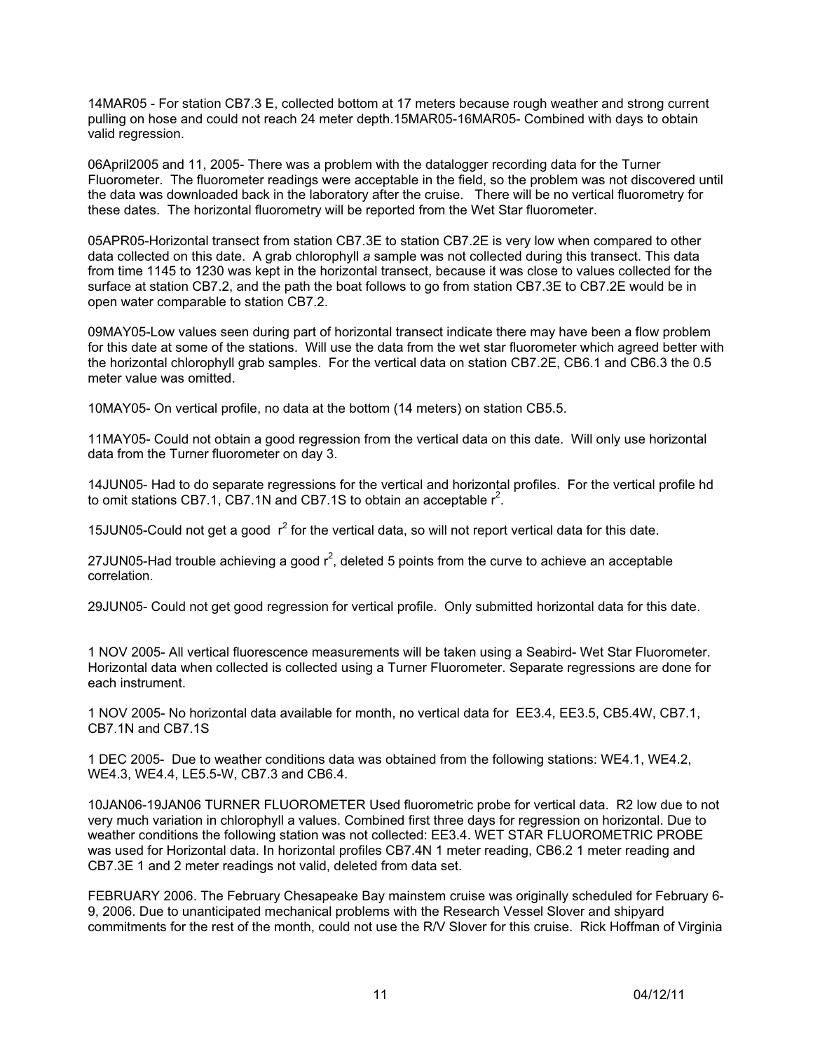14MAR05 - For station CB7.3 E, collected bottom at 17 meters because rough weather and strong current pulling on hose and could not reach 24 meter depth.15MAR05-16MAR05- Combined with days to obtain valid regression.

06April2005 and 11, 2005- There was a problem with the datalogger recording data for the Turner Fluorometer. The fluorometer readings were acceptable in the field, so the problem was not discovered until the data was downloaded back in the laboratory after the cruise. There will be no vertical fluorometry for these dates. The horizontal fluorometry will be reported from the Wet Star fluorometer.

05APR05-Horizontal transect from station CB7.3E to station CB7.2E is very low when compared to other data collected on this date. A grab chlorophyll *a* sample was not collected during this transect. This data from time 1145 to 1230 was kept in the horizontal transect, because it was close to values collected for the surface at station CB7.2, and the path the boat follows to go from station CB7.3E to CB7.2E would be in open water comparable to station CB7.2.

09MAY05-Low values seen during part of horizontal transect indicate there may have been a flow problem for this date at some of the stations. Will use the data from the wet star fluorometer which agreed better with the horizontal chlorophyll grab samples. For the vertical data on station CB7.2E, CB6.1 and CB6.3 the 0.5 meter value was omitted.

10MAY05- On vertical profile, no data at the bottom (14 meters) on station CB5.5.

11MAY05- Could not obtain a good regression from the vertical data on this date. Will only use horizontal data from the Turner fluorometer on day 3.

14JUN05- Had to do separate regressions for the vertical and horizontal profiles. For the vertical profile hd to omit stations CB7.1, CB7.1N and CB7.1S to obtain an acceptable $r^2$.

15JUN05-Could not get a good $r^2$ for the vertical data, so will not report vertical data for this date.

27JUN05-Had trouble achieving a good $r^2$, deleted 5 points from the curve to achieve an acceptable correlation.

29JUN05- Could not get good regression for vertical profile. Only submitted horizontal data for this date.

1 NOV 2005- All vertical fluorescence measurements will be taken using a Seabird- Wet Star Fluorometer. Horizontal data when collected is collected using a Turner Fluorometer. Separate regressions are done for each instrument.

1 NOV 2005- No horizontal data available for month, no vertical data for EE3.4, EE3.5, CB5.4W, CB7.1, CB7.1N and CB7.1S

1 DEC 2005- Due to weather conditions data was obtained from the following stations: WE4.1, WE4.2, WE4.3, WE4.4, LE5.5-W, CB7.3 and CB6.4.

10JAN06-19JAN06 TURNER FLUOROMETER Used fluorometric probe for vertical data. R2 low due to not very much variation in chlorophyll a values. Combined first three days for regression on horizontal. Due to weather conditions the following station was not collected: EE3.4. WET STAR FLUOROMETRIC PROBE was used for Horizontal data. In horizontal profiles CB7.4N 1 meter reading, CB6.2 1 meter reading and CB7.3E 1 and 2 meter readings not valid, deleted from data set.

FEBRUARY 2006. The February Chesapeake Bay mainstem cruise was originally scheduled for February 6-9, 2006. Due to unanticipated mechanical problems with the Research Vessel Slover and shipyard commitments for the rest of the month, could not use the R/V Slover for this cruise. Rick Hoffman of Virginia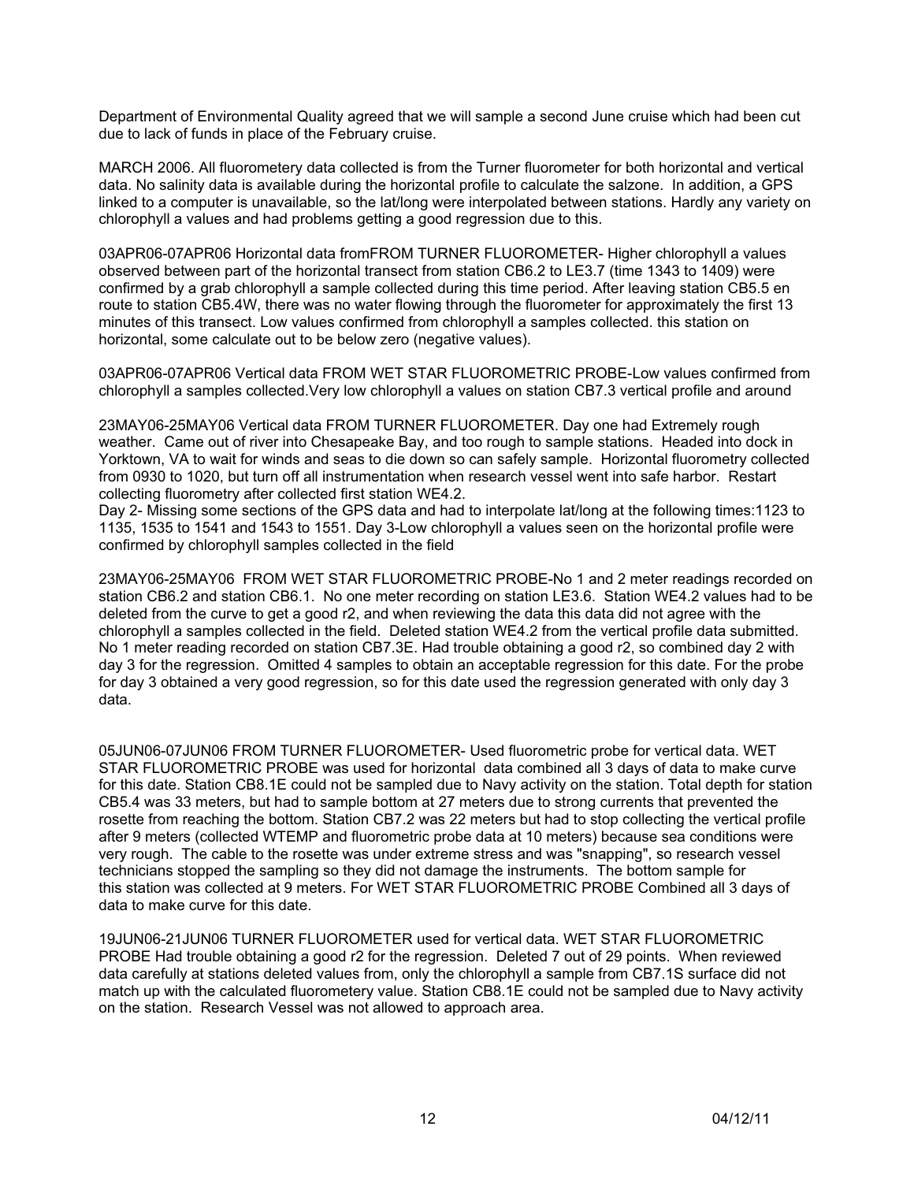Department of Environmental Quality agreed that we will sample a second June cruise which had been cut due to lack of funds in place of the February cruise.

MARCH 2006. All fluorometery data collected is from the Turner fluorometer for both horizontal and vertical data. No salinity data is available during the horizontal profile to calculate the salzone. In addition, a GPS linked to a computer is unavailable, so the lat/long were interpolated between stations. Hardly any variety on chlorophyll a values and had problems getting a good regression due to this.

03APR06-07APR06 Horizontal data fromFROM TURNER FLUOROMETER- Higher chlorophyll a values observed between part of the horizontal transect from station CB6.2 to LE3.7 (time 1343 to 1409) were confirmed by a grab chlorophyll a sample collected during this time period. After leaving station CB5.5 en route to station CB5.4W, there was no water flowing through the fluorometer for approximately the first 13 minutes of this transect. Low values confirmed from chlorophyll a samples collected. this station on horizontal, some calculate out to be below zero (negative values).

03APR06-07APR06 Vertical data FROM WET STAR FLUOROMETRIC PROBE-Low values confirmed from chlorophyll a samples collected.Very low chlorophyll a values on station CB7.3 vertical profile and around

23MAY06-25MAY06 Vertical data FROM TURNER FLUOROMETER. Day one had Extremely rough weather. Came out of river into Chesapeake Bay, and too rough to sample stations. Headed into dock in Yorktown, VA to wait for winds and seas to die down so can safely sample. Horizontal fluorometry collected from 0930 to 1020, but turn off all instrumentation when research vessel went into safe harbor. Restart collecting fluorometry after collected first station WE4.2.
Day 2- Missing some sections of the GPS data and had to interpolate lat/long at the following times:1123 to 1135, 1535 to 1541 and 1543 to 1551. Day 3-Low chlorophyll a values seen on the horizontal profile were confirmed by chlorophyll samples collected in the field

23MAY06-25MAY06 FROM WET STAR FLUOROMETRIC PROBE-No 1 and 2 meter readings recorded on station CB6.2 and station CB6.1. No one meter recording on station LE3.6. Station WE4.2 values had to be deleted from the curve to get a good r2, and when reviewing the data this data did not agree with the chlorophyll a samples collected in the field. Deleted station WE4.2 from the vertical profile data submitted. No 1 meter reading recorded on station CB7.3E. Had trouble obtaining a good r2, so combined day 2 with day 3 for the regression. Omitted 4 samples to obtain an acceptable regression for this date. For the probe for day 3 obtained a very good regression, so for this date used the regression generated with only day 3 data.

05JUN06-07JUN06 FROM TURNER FLUOROMETER- Used fluorometric probe for vertical data. WET STAR FLUOROMETRIC PROBE was used for horizontal data combined all 3 days of data to make curve for this date. Station CB8.1E could not be sampled due to Navy activity on the station. Total depth for station CB5.4 was 33 meters, but had to sample bottom at 27 meters due to strong currents that prevented the rosette from reaching the bottom. Station CB7.2 was 22 meters but had to stop collecting the vertical profile after 9 meters (collected WTEMP and fluorometric probe data at 10 meters) because sea conditions were very rough. The cable to the rosette was under extreme stress and was "snapping", so research vessel technicians stopped the sampling so they did not damage the instruments. The bottom sample for this station was collected at 9 meters. For WET STAR FLUOROMETRIC PROBE Combined all 3 days of data to make curve for this date.

19JUN06-21JUN06 TURNER FLUOROMETER used for vertical data. WET STAR FLUOROMETRIC PROBE Had trouble obtaining a good r2 for the regression. Deleted 7 out of 29 points. When reviewed data carefully at stations deleted values from, only the chlorophyll a sample from CB7.1S surface did not match up with the calculated fluorometery value. Station CB8.1E could not be sampled due to Navy activity on the station. Research Vessel was not allowed to approach area.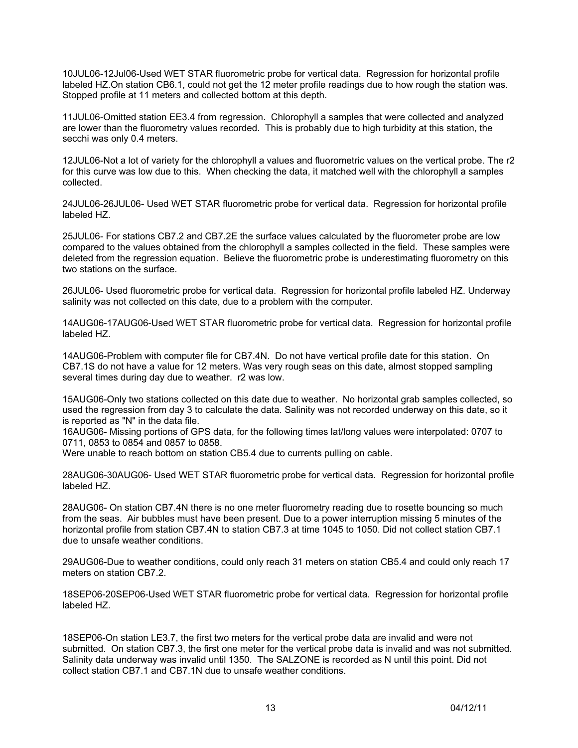10JUL06-12Jul06-Used WET STAR fluorometric probe for vertical data. Regression for horizontal profile labeled HZ.On station CB6.1, could not get the 12 meter profile readings due to how rough the station was. Stopped profile at 11 meters and collected bottom at this depth.

11JUL06-Omitted station EE3.4 from regression. Chlorophyll a samples that were collected and analyzed are lower than the fluorometry values recorded. This is probably due to high turbidity at this station, the secchi was only 0.4 meters.

12JUL06-Not a lot of variety for the chlorophyll a values and fluorometric values on the vertical probe. The r2 for this curve was low due to this. When checking the data, it matched well with the chlorophyll a samples collected.

24JUL06-26JUL06- Used WET STAR fluorometric probe for vertical data. Regression for horizontal profile labeled HZ.

25JUL06- For stations CB7.2 and CB7.2E the surface values calculated by the fluorometer probe are low compared to the values obtained from the chlorophyll a samples collected in the field. These samples were deleted from the regression equation. Believe the fluorometric probe is underestimating fluorometry on this two stations on the surface.

26JUL06- Used fluorometric probe for vertical data. Regression for horizontal profile labeled HZ. Underway salinity was not collected on this date, due to a problem with the computer.

14AUG06-17AUG06-Used WET STAR fluorometric probe for vertical data. Regression for horizontal profile labeled HZ.

14AUG06-Problem with computer file for CB7.4N. Do not have vertical profile date for this station. On CB7.1S do not have a value for 12 meters. Was very rough seas on this date, almost stopped sampling several times during day due to weather. r2 was low.

15AUG06-Only two stations collected on this date due to weather. No horizontal grab samples collected, so used the regression from day 3 to calculate the data. Salinity was not recorded underway on this date, so it is reported as "N" in the data file.

16AUG06- Missing portions of GPS data, for the following times lat/long values were interpolated: 0707 to 0711, 0853 to 0854 and 0857 to 0858.

Were unable to reach bottom on station CB5.4 due to currents pulling on cable.

28AUG06-30AUG06- Used WET STAR fluorometric probe for vertical data. Regression for horizontal profile labeled HZ.

28AUG06- On station CB7.4N there is no one meter fluorometry reading due to rosette bouncing so much from the seas. Air bubbles must have been present. Due to a power interruption missing 5 minutes of the horizontal profile from station CB7.4N to station CB7.3 at time 1045 to 1050. Did not collect station CB7.1 due to unsafe weather conditions.

29AUG06-Due to weather conditions, could only reach 31 meters on station CB5.4 and could only reach 17 meters on station CB7.2.

18SEP06-20SEP06-Used WET STAR fluorometric probe for vertical data. Regression for horizontal profile labeled HZ.

18SEP06-On station LE3.7, the first two meters for the vertical probe data are invalid and were not submitted. On station CB7.3, the first one meter for the vertical probe data is invalid and was not submitted. Salinity data underway was invalid until 1350. The SALZONE is recorded as N until this point. Did not collect station CB7.1 and CB7.1N due to unsafe weather conditions.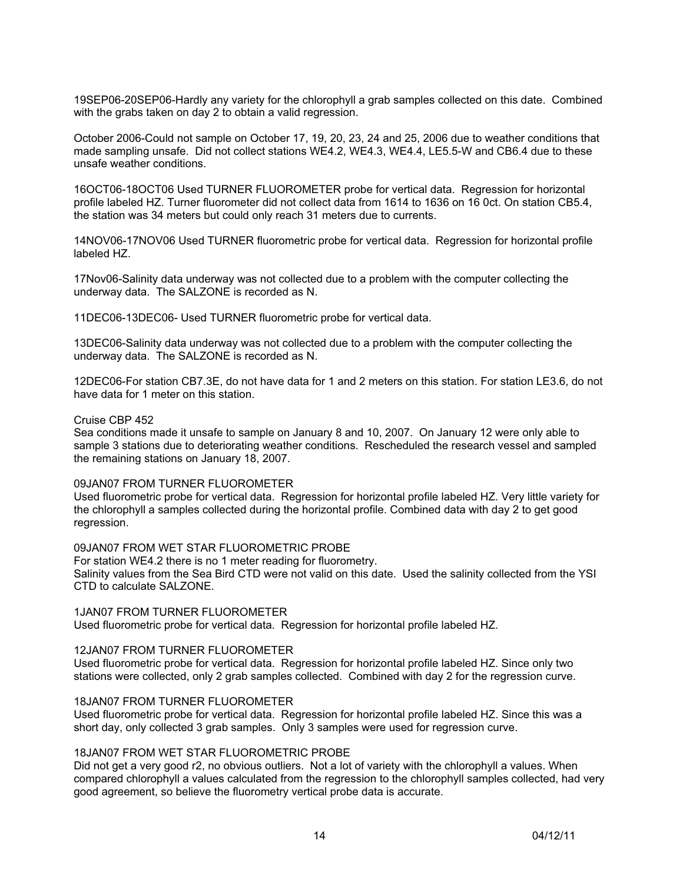19SEP06-20SEP06-Hardly any variety for the chlorophyll a grab samples collected on this date. Combined with the grabs taken on day 2 to obtain a valid regression.

October 2006-Could not sample on October 17, 19, 20, 23, 24 and 25, 2006 due to weather conditions that made sampling unsafe. Did not collect stations WE4.2, WE4.3, WE4.4, LE5.5-W and CB6.4 due to these unsafe weather conditions.

16OCT06-18OCT06 Used TURNER FLUOROMETER probe for vertical data. Regression for horizontal profile labeled HZ. Turner fluorometer did not collect data from 1614 to 1636 on 16 0ct. On station CB5.4, the station was 34 meters but could only reach 31 meters due to currents.

14NOV06-17NOV06 Used TURNER fluorometric probe for vertical data. Regression for horizontal profile labeled HZ.

17Nov06-Salinity data underway was not collected due to a problem with the computer collecting the underway data. The SALZONE is recorded as N.

11DEC06-13DEC06- Used TURNER fluorometric probe for vertical data.

13DEC06-Salinity data underway was not collected due to a problem with the computer collecting the underway data. The SALZONE is recorded as N.

12DEC06-For station CB7.3E, do not have data for 1 and 2 meters on this station. For station LE3.6, do not have data for 1 meter on this station.

Cruise CBP 452
Sea conditions made it unsafe to sample on January 8 and 10, 2007. On January 12 were only able to sample 3 stations due to deteriorating weather conditions. Rescheduled the research vessel and sampled the remaining stations on January 18, 2007.

09JAN07 FROM TURNER FLUOROMETER
Used fluorometric probe for vertical data. Regression for horizontal profile labeled HZ. Very little variety for the chlorophyll a samples collected during the horizontal profile. Combined data with day 2 to get good regression.

09JAN07 FROM WET STAR FLUOROMETRIC PROBE
For station WE4.2 there is no 1 meter reading for fluorometry.
Salinity values from the Sea Bird CTD were not valid on this date. Used the salinity collected from the YSI CTD to calculate SALZONE.

1JAN07 FROM TURNER FLUOROMETER
Used fluorometric probe for vertical data. Regression for horizontal profile labeled HZ.

12JAN07 FROM TURNER FLUOROMETER
Used fluorometric probe for vertical data. Regression for horizontal profile labeled HZ. Since only two stations were collected, only 2 grab samples collected. Combined with day 2 for the regression curve.

18JAN07 FROM TURNER FLUOROMETER
Used fluorometric probe for vertical data. Regression for horizontal profile labeled HZ. Since this was a short day, only collected 3 grab samples. Only 3 samples were used for regression curve.

18JAN07 FROM WET STAR FLUOROMETRIC PROBE
Did not get a very good r2, no obvious outliers. Not a lot of variety with the chlorophyll a values. When compared chlorophyll a values calculated from the regression to the chlorophyll samples collected, had very good agreement, so believe the fluorometry vertical probe data is accurate.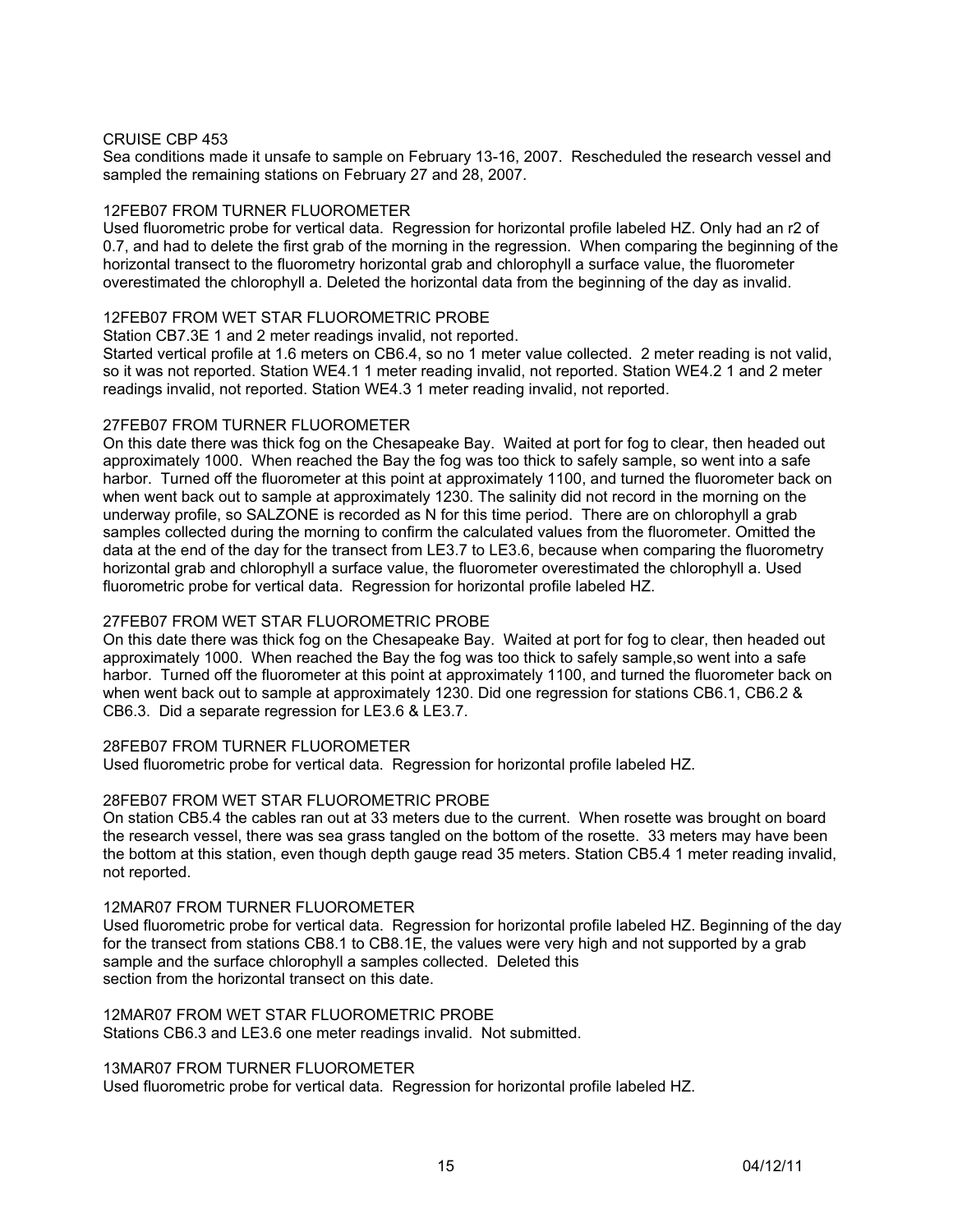CRUISE CBP 453

Sea conditions made it unsafe to sample on February 13-16, 2007. Rescheduled the research vessel and sampled the remaining stations on February 27 and 28, 2007.

12FEB07 FROM TURNER FLUOROMETER

Used fluorometric probe for vertical data. Regression for horizontal profile labeled HZ. Only had an r2 of 0.7, and had to delete the first grab of the morning in the regression. When comparing the beginning of the horizontal transect to the fluorometry horizontal grab and chlorophyll a surface value, the fluorometer overestimated the chlorophyll a. Deleted the horizontal data from the beginning of the day as invalid.

12FEB07 FROM WET STAR FLUOROMETRIC PROBE

Station CB7.3E 1 and 2 meter readings invalid, not reported.

Started vertical profile at 1.6 meters on CB6.4, so no 1 meter value collected. 2 meter reading is not valid, so it was not reported. Station WE4.1 1 meter reading invalid, not reported. Station WE4.2 1 and 2 meter readings invalid, not reported. Station WE4.3 1 meter reading invalid, not reported.

27FEB07 FROM TURNER FLUOROMETER

On this date there was thick fog on the Chesapeake Bay. Waited at port for fog to clear, then headed out approximately 1000. When reached the Bay the fog was too thick to safely sample, so went into a safe harbor. Turned off the fluorometer at this point at approximately 1100, and turned the fluorometer back on when went back out to sample at approximately 1230. The salinity did not record in the morning on the underway profile, so SALZONE is recorded as N for this time period. There are on chlorophyll a grab samples collected during the morning to confirm the calculated values from the fluorometer. Omitted the data at the end of the day for the transect from LE3.7 to LE3.6, because when comparing the fluorometry horizontal grab and chlorophyll a surface value, the fluorometer overestimated the chlorophyll a. Used fluorometric probe for vertical data. Regression for horizontal profile labeled HZ.

27FEB07 FROM WET STAR FLUOROMETRIC PROBE

On this date there was thick fog on the Chesapeake Bay. Waited at port for fog to clear, then headed out approximately 1000. When reached the Bay the fog was too thick to safely sample,so went into a safe harbor. Turned off the fluorometer at this point at approximately 1100, and turned the fluorometer back on when went back out to sample at approximately 1230. Did one regression for stations CB6.1, CB6.2 & CB6.3. Did a separate regression for LE3.6 & LE3.7.

28FEB07 FROM TURNER FLUOROMETER

Used fluorometric probe for vertical data. Regression for horizontal profile labeled HZ.

28FEB07 FROM WET STAR FLUOROMETRIC PROBE

On station CB5.4 the cables ran out at 33 meters due to the current. When rosette was brought on board the research vessel, there was sea grass tangled on the bottom of the rosette. 33 meters may have been the bottom at this station, even though depth gauge read 35 meters. Station CB5.4 1 meter reading invalid, not reported.

12MAR07 FROM TURNER FLUOROMETER

Used fluorometric probe for vertical data. Regression for horizontal profile labeled HZ. Beginning of the day for the transect from stations CB8.1 to CB8.1E, the values were very high and not supported by a grab sample and the surface chlorophyll a samples collected. Deleted this section from the horizontal transect on this date.

12MAR07 FROM WET STAR FLUOROMETRIC PROBE

Stations CB6.3 and LE3.6 one meter readings invalid. Not submitted.

13MAR07 FROM TURNER FLUOROMETER

Used fluorometric probe for vertical data. Regression for horizontal profile labeled HZ.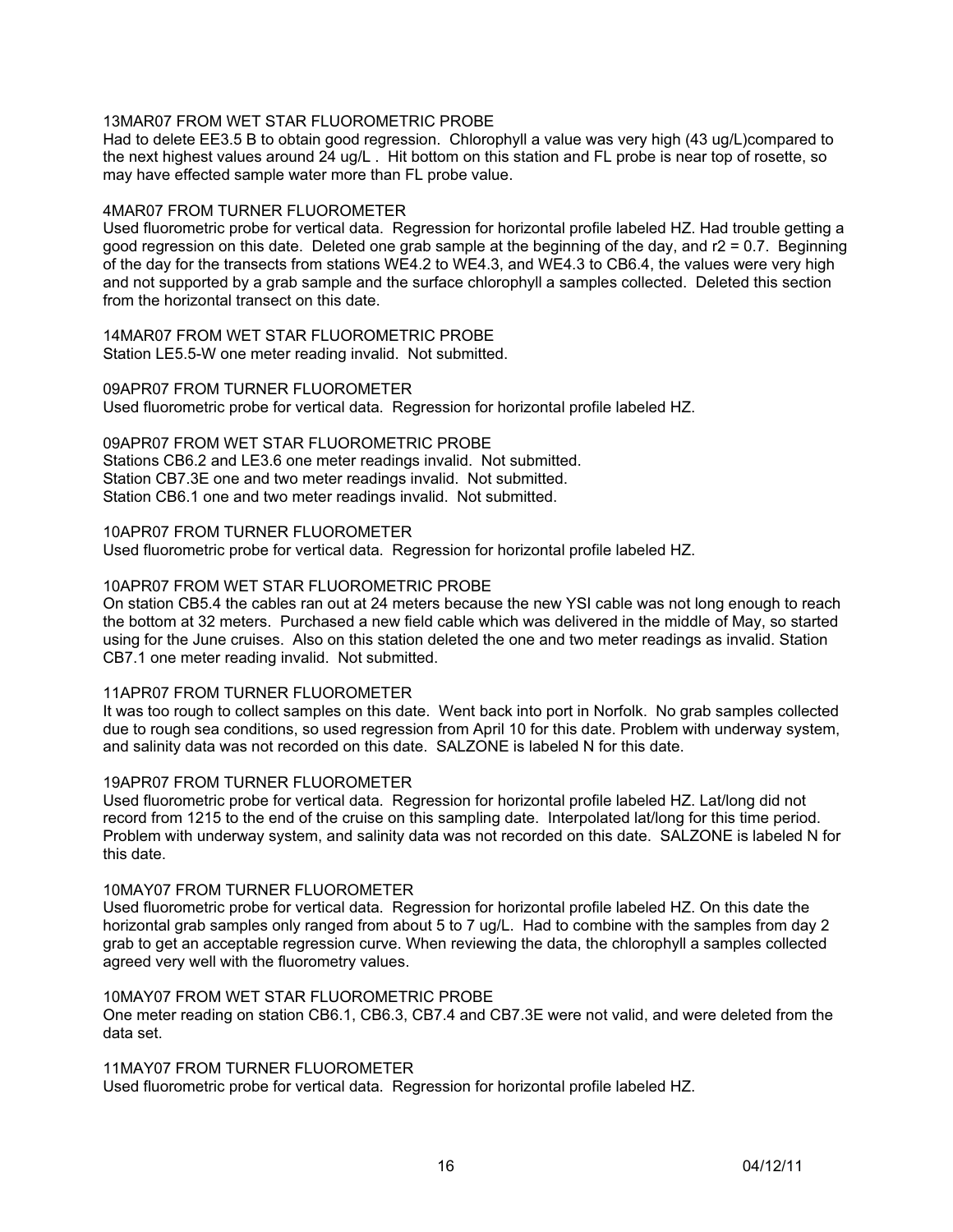13MAR07 FROM WET STAR FLUOROMETRIC PROBE

Had to delete EE3.5 B to obtain good regression. Chlorophyll a value was very high (43 ug/L)compared to the next highest values around 24 ug/L . Hit bottom on this station and FL probe is near top of rosette, so may have effected sample water more than FL probe value.

4MAR07 FROM TURNER FLUOROMETER

Used fluorometric probe for vertical data. Regression for horizontal profile labeled HZ. Had trouble getting a good regression on this date. Deleted one grab sample at the beginning of the day, and $r2 = 0.7$. Beginning of the day for the transects from stations WE4.2 to WE4.3, and WE4.3 to CB6.4, the values were very high and not supported by a grab sample and the surface chlorophyll a samples collected. Deleted this section from the horizontal transect on this date.

14MAR07 FROM WET STAR FLUOROMETRIC PROBE

Station LE5.5-W one meter reading invalid. Not submitted.

09APR07 FROM TURNER FLUOROMETER

Used fluorometric probe for vertical data. Regression for horizontal profile labeled HZ.

09APR07 FROM WET STAR FLUOROMETRIC PROBE

Stations CB6.2 and LE3.6 one meter readings invalid. Not submitted.
Station CB7.3E one and two meter readings invalid. Not submitted.
Station CB6.1 one and two meter readings invalid. Not submitted.

10APR07 FROM TURNER FLUOROMETER

Used fluorometric probe for vertical data. Regression for horizontal profile labeled HZ.

10APR07 FROM WET STAR FLUOROMETRIC PROBE

On station CB5.4 the cables ran out at 24 meters because the new YSI cable was not long enough to reach the bottom at 32 meters. Purchased a new field cable which was delivered in the middle of May, so started using for the June cruises. Also on this station deleted the one and two meter readings as invalid. Station CB7.1 one meter reading invalid. Not submitted.

11APR07 FROM TURNER FLUOROMETER

It was too rough to collect samples on this date. Went back into port in Norfolk. No grab samples collected due to rough sea conditions, so used regression from April 10 for this date. Problem with underway system, and salinity data was not recorded on this date. SALZONE is labeled N for this date.

19APR07 FROM TURNER FLUOROMETER

Used fluorometric probe for vertical data. Regression for horizontal profile labeled HZ. Lat/long did not record from 1215 to the end of the cruise on this sampling date. Interpolated lat/long for this time period. Problem with underway system, and salinity data was not recorded on this date. SALZONE is labeled N for this date.

10MAY07 FROM TURNER FLUOROMETER

Used fluorometric probe for vertical data. Regression for horizontal profile labeled HZ. On this date the horizontal grab samples only ranged from about 5 to 7 ug/L. Had to combine with the samples from day 2 grab to get an acceptable regression curve. When reviewing the data, the chlorophyll a samples collected agreed very well with the fluorometry values.

10MAY07 FROM WET STAR FLUOROMETRIC PROBE

One meter reading on station CB6.1, CB6.3, CB7.4 and CB7.3E were not valid, and were deleted from the data set.

11MAY07 FROM TURNER FLUOROMETER

Used fluorometric probe for vertical data. Regression for horizontal profile labeled HZ.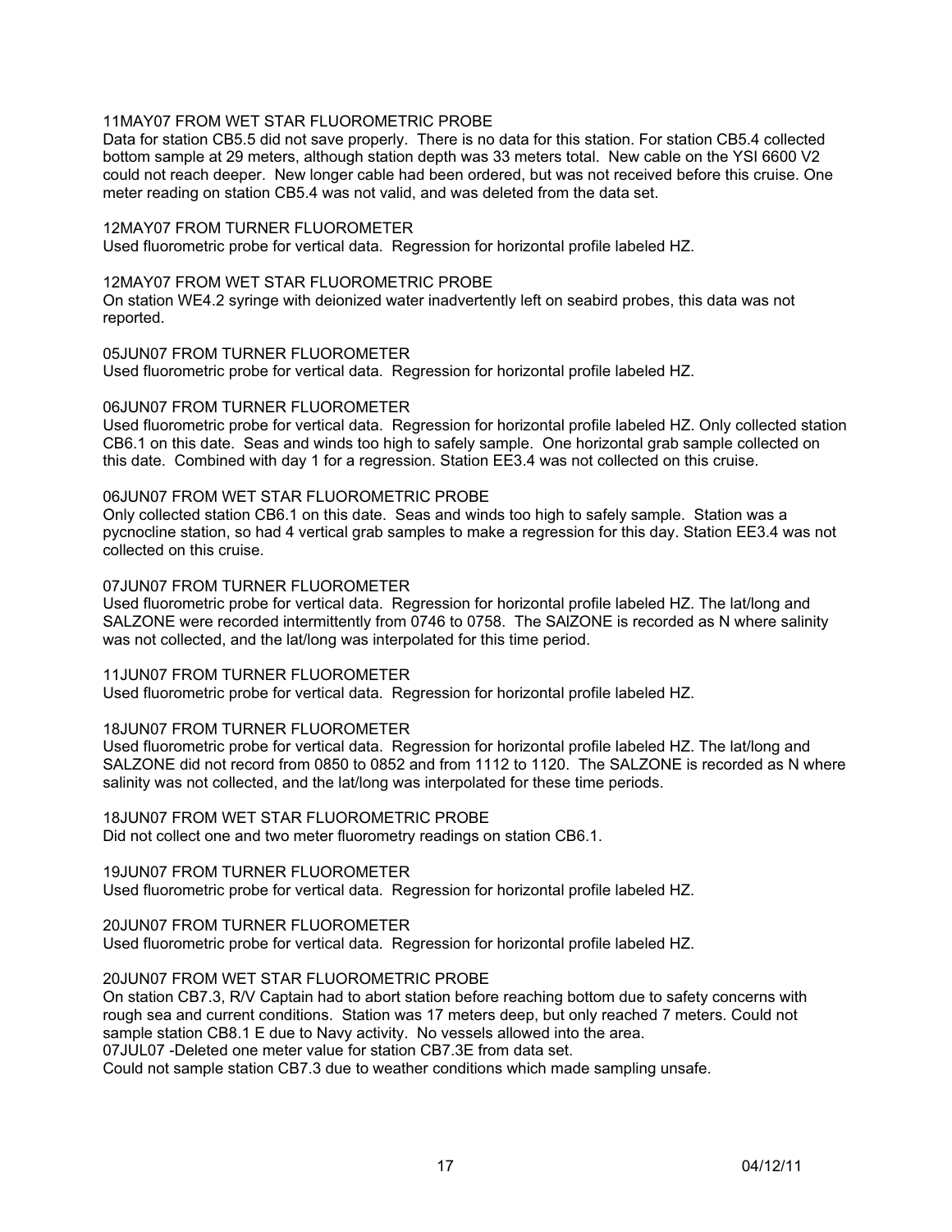11MAY07 FROM WET STAR FLUOROMETRIC PROBE

Data for station CB5.5 did not save properly. There is no data for this station. For station CB5.4 collected bottom sample at 29 meters, although station depth was 33 meters total. New cable on the YSI 6600 V2 could not reach deeper. New longer cable had been ordered, but was not received before this cruise. One meter reading on station CB5.4 was not valid, and was deleted from the data set.

12MAY07 FROM TURNER FLUOROMETER

Used fluorometric probe for vertical data. Regression for horizontal profile labeled HZ.

12MAY07 FROM WET STAR FLUOROMETRIC PROBE

On station WE4.2 syringe with deionized water inadvertently left on seabird probes, this data was not reported.

05JUN07 FROM TURNER FLUOROMETER

Used fluorometric probe for vertical data. Regression for horizontal profile labeled HZ.

06JUN07 FROM TURNER FLUOROMETER

Used fluorometric probe for vertical data. Regression for horizontal profile labeled HZ. Only collected station CB6.1 on this date. Seas and winds too high to safely sample. One horizontal grab sample collected on this date. Combined with day 1 for a regression. Station EE3.4 was not collected on this cruise.

06JUN07 FROM WET STAR FLUOROMETRIC PROBE

Only collected station CB6.1 on this date. Seas and winds too high to safely sample. Station was a pycnocline station, so had 4 vertical grab samples to make a regression for this day. Station EE3.4 was not collected on this cruise.

07JUN07 FROM TURNER FLUOROMETER

Used fluorometric probe for vertical data. Regression for horizontal profile labeled HZ. The lat/long and SALZONE were recorded intermittently from 0746 to 0758. The SAlZONE is recorded as N where salinity was not collected, and the lat/long was interpolated for this time period.

11JUN07 FROM TURNER FLUOROMETER

Used fluorometric probe for vertical data. Regression for horizontal profile labeled HZ.

18JUN07 FROM TURNER FLUOROMETER

Used fluorometric probe for vertical data. Regression for horizontal profile labeled HZ. The lat/long and SALZONE did not record from 0850 to 0852 and from 1112 to 1120. The SALZONE is recorded as N where salinity was not collected, and the lat/long was interpolated for these time periods.

18JUN07 FROM WET STAR FLUOROMETRIC PROBE

Did not collect one and two meter fluorometry readings on station CB6.1.

19JUN07 FROM TURNER FLUOROMETER

Used fluorometric probe for vertical data. Regression for horizontal profile labeled HZ.

20JUN07 FROM TURNER FLUOROMETER

Used fluorometric probe for vertical data. Regression for horizontal profile labeled HZ.

20JUN07 FROM WET STAR FLUOROMETRIC PROBE

On station CB7.3, R/V Captain had to abort station before reaching bottom due to safety concerns with rough sea and current conditions. Station was 17 meters deep, but only reached 7 meters. Could not sample station CB8.1 E due to Navy activity. No vessels allowed into the area.
07JUL07 -Deleted one meter value for station CB7.3E from data set.
Could not sample station CB7.3 due to weather conditions which made sampling unsafe.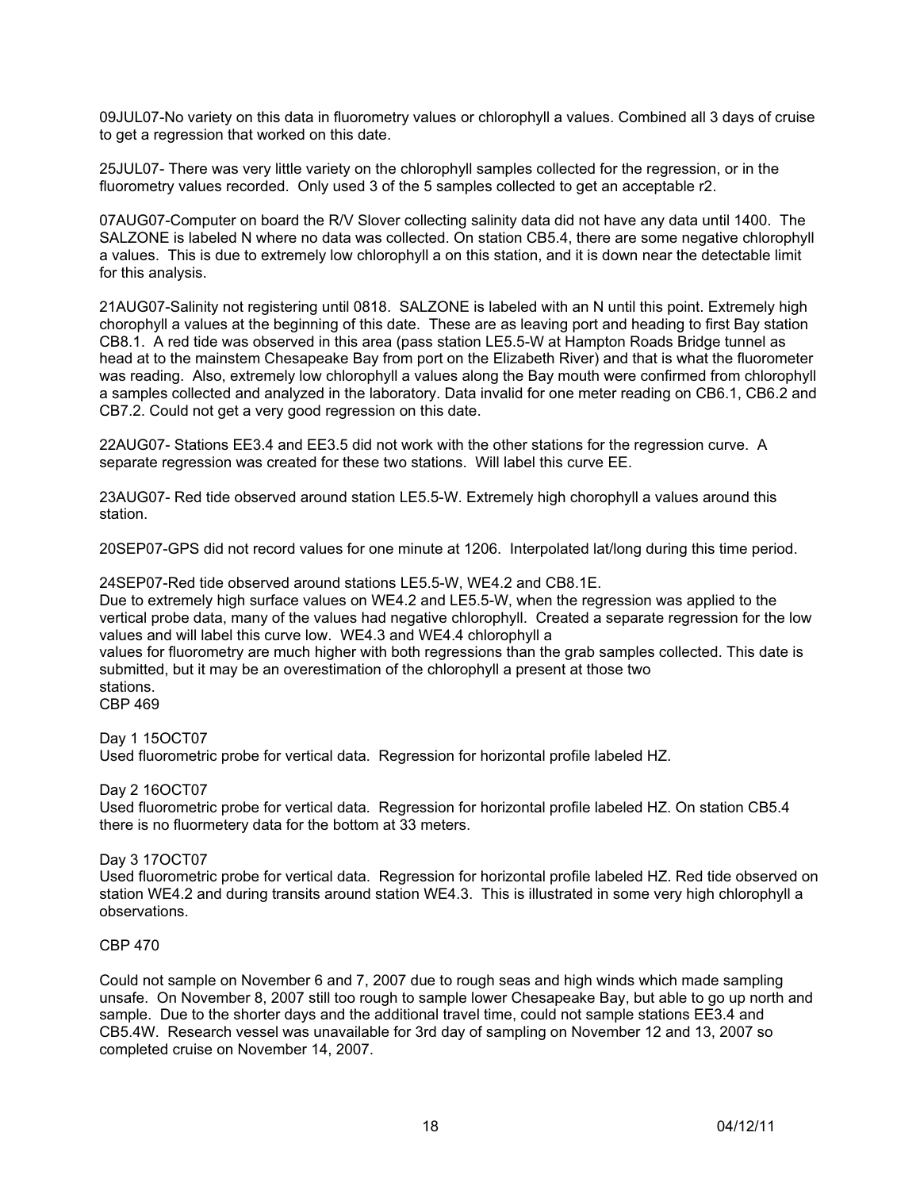09JUL07-No variety on this data in fluorometry values or chlorophyll a values. Combined all 3 days of cruise to get a regression that worked on this date.

25JUL07- There was very little variety on the chlorophyll samples collected for the regression, or in the fluorometry values recorded. Only used 3 of the 5 samples collected to get an acceptable r2.

07AUG07-Computer on board the R/V Slover collecting salinity data did not have any data until 1400. The SALZONE is labeled N where no data was collected. On station CB5.4, there are some negative chlorophyll a values. This is due to extremely low chlorophyll a on this station, and it is down near the detectable limit for this analysis.

21AUG07-Salinity not registering until 0818. SALZONE is labeled with an N until this point. Extremely high chorophyll a values at the beginning of this date. These are as leaving port and heading to first Bay station CB8.1. A red tide was observed in this area (pass station LE5.5-W at Hampton Roads Bridge tunnel as head at to the mainstem Chesapeake Bay from port on the Elizabeth River) and that is what the fluorometer was reading. Also, extremely low chlorophyll a values along the Bay mouth were confirmed from chlorophyll a samples collected and analyzed in the laboratory. Data invalid for one meter reading on CB6.1, CB6.2 and CB7.2. Could not get a very good regression on this date.

22AUG07- Stations EE3.4 and EE3.5 did not work with the other stations for the regression curve. A separate regression was created for these two stations. Will label this curve EE.

23AUG07- Red tide observed around station LE5.5-W. Extremely high chorophyll a values around this station.

20SEP07-GPS did not record values for one minute at 1206. Interpolated lat/long during this time period.

24SEP07-Red tide observed around stations LE5.5-W, WE4.2 and CB8.1E.
Due to extremely high surface values on WE4.2 and LE5.5-W, when the regression was applied to the vertical probe data, many of the values had negative chlorophyll. Created a separate regression for the low values and will label this curve low. WE4.3 and WE4.4 chlorophyll a
values for fluorometry are much higher with both regressions than the grab samples collected. This date is submitted, but it may be an overestimation of the chlorophyll a present at those two
stations.

CBP 469

Day 1 15OCT07
Used fluorometric probe for vertical data. Regression for horizontal profile labeled HZ.

Day 2 16OCT07
Used fluorometric probe for vertical data. Regression for horizontal profile labeled HZ. On station CB5.4 there is no fluormetery data for the bottom at 33 meters.

Day 3 17OCT07
Used fluorometric probe for vertical data. Regression for horizontal profile labeled HZ. Red tide observed on station WE4.2 and during transits around station WE4.3. This is illustrated in some very high chlorophyll a observations.

CBP 470

Could not sample on November 6 and 7, 2007 due to rough seas and high winds which made sampling unsafe. On November 8, 2007 still too rough to sample lower Chesapeake Bay, but able to go up north and sample. Due to the shorter days and the additional travel time, could not sample stations EE3.4 and CB5.4W. Research vessel was unavailable for 3rd day of sampling on November 12 and 13, 2007 so completed cruise on November 14, 2007.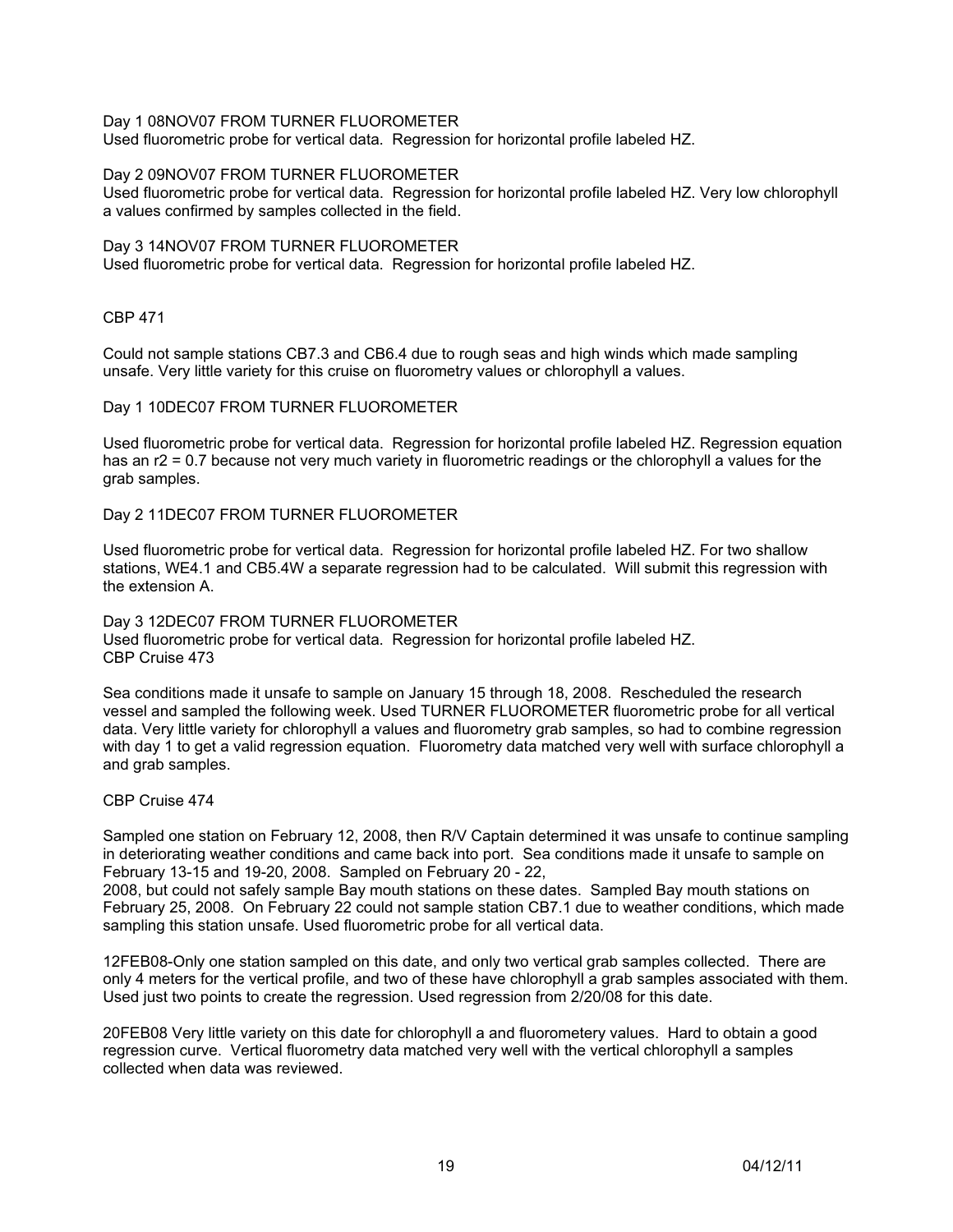Day 1 08NOV07 FROM TURNER FLUOROMETER
Used fluorometric probe for vertical data. Regression for horizontal profile labeled HZ.

Day 2 09NOV07 FROM TURNER FLUOROMETER
Used fluorometric probe for vertical data. Regression for horizontal profile labeled HZ. Very low chlorophyll a values confirmed by samples collected in the field.

Day 3 14NOV07 FROM TURNER FLUOROMETER
Used fluorometric probe for vertical data. Regression for horizontal profile labeled HZ.

CBP 471

Could not sample stations CB7.3 and CB6.4 due to rough seas and high winds which made sampling unsafe. Very little variety for this cruise on fluorometry values or chlorophyll a values.

Day 1 10DEC07 FROM TURNER FLUOROMETER

Used fluorometric probe for vertical data. Regression for horizontal profile labeled HZ. Regression equation has an $r2 = 0.7$ because not very much variety in fluorometric readings or the chlorophyll a values for the grab samples.

Day 2 11DEC07 FROM TURNER FLUOROMETER

Used fluorometric probe for vertical data. Regression for horizontal profile labeled HZ. For two shallow stations, WE4.1 and CB5.4W a separate regression had to be calculated. Will submit this regression with the extension A.

Day 3 12DEC07 FROM TURNER FLUOROMETER
Used fluorometric probe for vertical data. Regression for horizontal profile labeled HZ.
CBP Cruise 473

Sea conditions made it unsafe to sample on January 15 through 18, 2008. Rescheduled the research vessel and sampled the following week. Used TURNER FLUOROMETER fluorometric probe for all vertical data. Very little variety for chlorophyll a values and fluorometry grab samples, so had to combine regression with day 1 to get a valid regression equation. Fluorometry data matched very well with surface chlorophyll a and grab samples.

CBP Cruise 474

Sampled one station on February 12, 2008, then R/V Captain determined it was unsafe to continue sampling in deteriorating weather conditions and came back into port. Sea conditions made it unsafe to sample on February 13-15 and 19-20, 2008. Sampled on February 20 - 22,
2008, but could not safely sample Bay mouth stations on these dates. Sampled Bay mouth stations on February 25, 2008. On February 22 could not sample station CB7.1 due to weather conditions, which made sampling this station unsafe. Used fluorometric probe for all vertical data.

12FEB08-Only one station sampled on this date, and only two vertical grab samples collected. There are only 4 meters for the vertical profile, and two of these have chlorophyll a grab samples associated with them. Used just two points to create the regression. Used regression from 2/20/08 for this date.

20FEB08 Very little variety on this date for chlorophyll a and fluorometery values. Hard to obtain a good regression curve. Vertical fluorometry data matched very well with the vertical chlorophyll a samples collected when data was reviewed.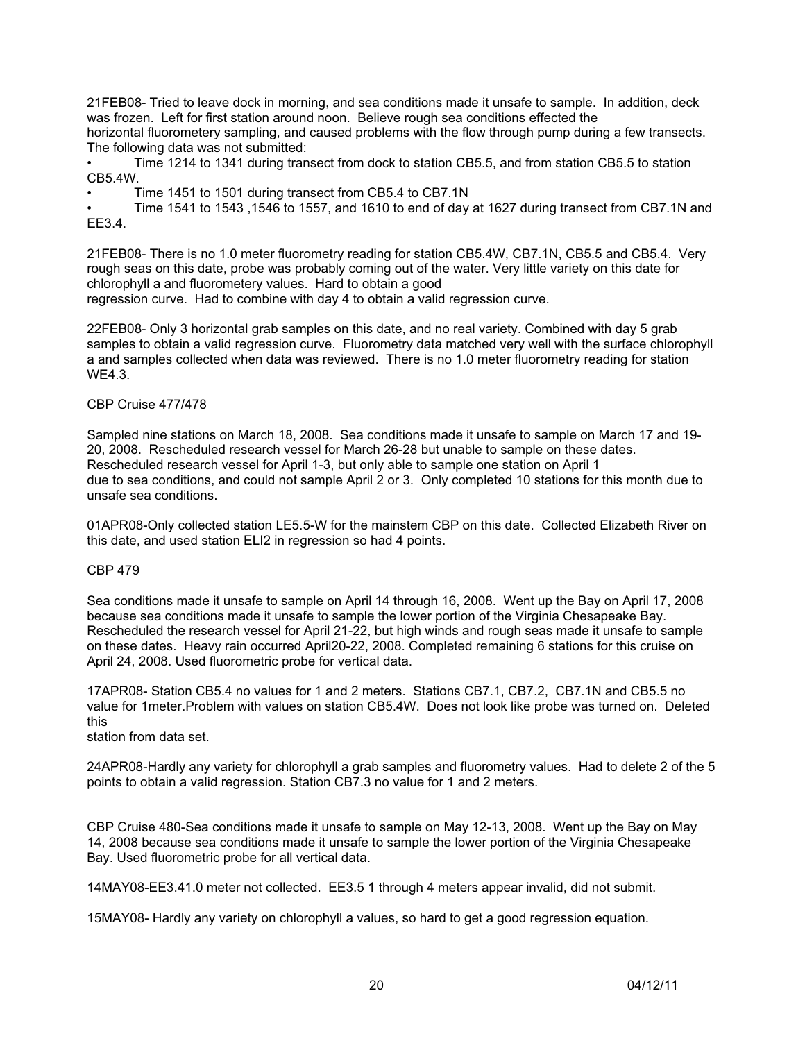21FEB08- Tried to leave dock in morning, and sea conditions made it unsafe to sample. In addition, deck was frozen. Left for first station around noon. Believe rough sea conditions effected the horizontal fluorometery sampling, and caused problems with the flow through pump during a few transects. The following data was not submitted:

- Time 1214 to 1341 during transect from dock to station CB5.5, and from station CB5.5 to station CB5.4W.
- Time 1451 to 1501 during transect from CB5.4 to CB7.1N
- Time 1541 to 1543 ,1546 to 1557, and 1610 to end of day at 1627 during transect from CB7.1N and EE3.4.

21FEB08- There is no 1.0 meter fluorometry reading for station CB5.4W, CB7.1N, CB5.5 and CB5.4. Very rough seas on this date, probe was probably coming out of the water. Very little variety on this date for chlorophyll a and fluorometery values. Hard to obtain a good regression curve. Had to combine with day 4 to obtain a valid regression curve.

22FEB08- Only 3 horizontal grab samples on this date, and no real variety. Combined with day 5 grab samples to obtain a valid regression curve. Fluorometry data matched very well with the surface chlorophyll a and samples collected when data was reviewed. There is no 1.0 meter fluorometry reading for station WE4.3.

CBP Cruise 477/478

Sampled nine stations on March 18, 2008. Sea conditions made it unsafe to sample on March 17 and 19-20, 2008. Rescheduled research vessel for March 26-28 but unable to sample on these dates. Rescheduled research vessel for April 1-3, but only able to sample one station on April 1 due to sea conditions, and could not sample April 2 or 3. Only completed 10 stations for this month due to unsafe sea conditions.

01APR08-Only collected station LE5.5-W for the mainstem CBP on this date. Collected Elizabeth River on this date, and used station ELI2 in regression so had 4 points.

CBP 479

Sea conditions made it unsafe to sample on April 14 through 16, 2008. Went up the Bay on April 17, 2008 because sea conditions made it unsafe to sample the lower portion of the Virginia Chesapeake Bay. Rescheduled the research vessel for April 21-22, but high winds and rough seas made it unsafe to sample on these dates. Heavy rain occurred April20-22, 2008. Completed remaining 6 stations for this cruise on April 24, 2008. Used fluorometric probe for vertical data.

17APR08- Station CB5.4 no values for 1 and 2 meters. Stations CB7.1, CB7.2, CB7.1N and CB5.5 no value for 1meter.Problem with values on station CB5.4W. Does not look like probe was turned on. Deleted this station from data set.

24APR08-Hardly any variety for chlorophyll a grab samples and fluorometry values. Had to delete 2 of the 5 points to obtain a valid regression. Station CB7.3 no value for 1 and 2 meters.

CBP Cruise 480-Sea conditions made it unsafe to sample on May 12-13, 2008. Went up the Bay on May 14, 2008 because sea conditions made it unsafe to sample the lower portion of the Virginia Chesapeake Bay. Used fluorometric probe for all vertical data.

14MAY08-EE3.41.0 meter not collected. EE3.5 1 through 4 meters appear invalid, did not submit.

15MAY08- Hardly any variety on chlorophyll a values, so hard to get a good regression equation.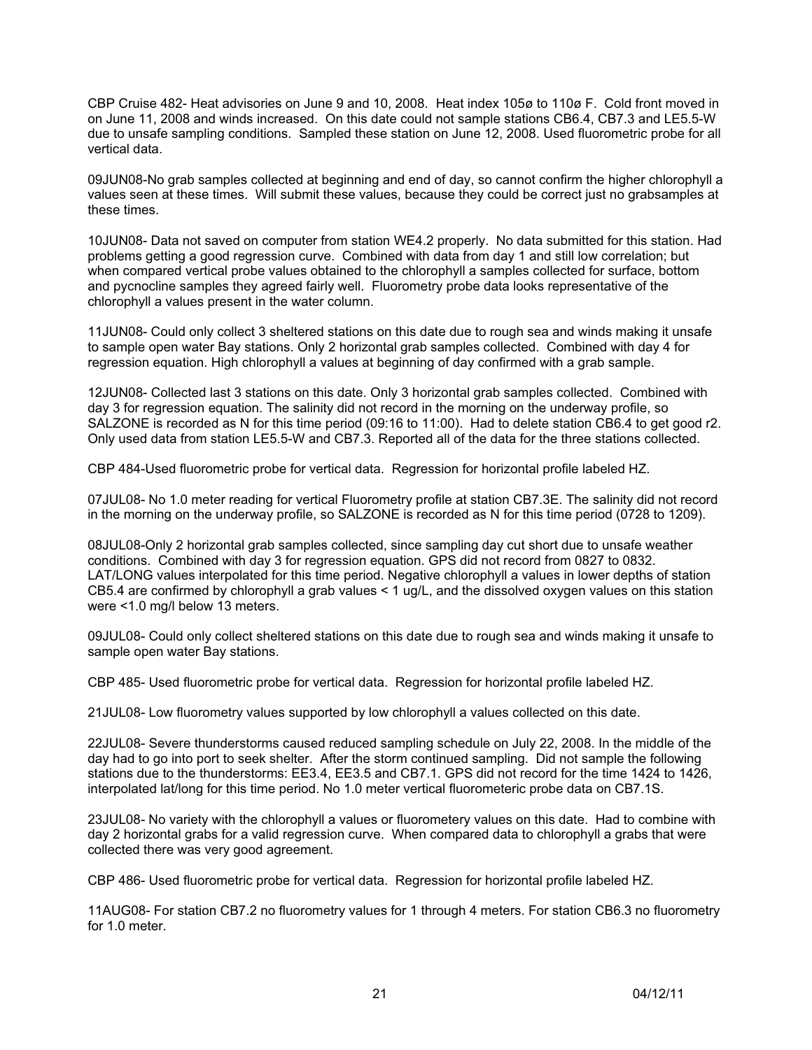CBP Cruise 482- Heat advisories on June 9 and 10, 2008. Heat index 105ø to 110ø F. Cold front moved in on June 11, 2008 and winds increased. On this date could not sample stations CB6.4, CB7.3 and LE5.5-W due to unsafe sampling conditions. Sampled these station on June 12, 2008. Used fluorometric probe for all vertical data.

09JUN08-No grab samples collected at beginning and end of day, so cannot confirm the higher chlorophyll a values seen at these times. Will submit these values, because they could be correct just no grabsamples at these times.

10JUN08- Data not saved on computer from station WE4.2 properly. No data submitted for this station. Had problems getting a good regression curve. Combined with data from day 1 and still low correlation; but when compared vertical probe values obtained to the chlorophyll a samples collected for surface, bottom and pycnocline samples they agreed fairly well. Fluorometry probe data looks representative of the chlorophyll a values present in the water column.

11JUN08- Could only collect 3 sheltered stations on this date due to rough sea and winds making it unsafe to sample open water Bay stations. Only 2 horizontal grab samples collected. Combined with day 4 for regression equation. High chlorophyll a values at beginning of day confirmed with a grab sample.

12JUN08- Collected last 3 stations on this date. Only 3 horizontal grab samples collected. Combined with day 3 for regression equation. The salinity did not record in the morning on the underway profile, so SALZONE is recorded as N for this time period (09:16 to 11:00). Had to delete station CB6.4 to get good r2. Only used data from station LE5.5-W and CB7.3. Reported all of the data for the three stations collected.

CBP 484-Used fluorometric probe for vertical data. Regression for horizontal profile labeled HZ.

07JUL08- No 1.0 meter reading for vertical Fluorometry profile at station CB7.3E. The salinity did not record in the morning on the underway profile, so SALZONE is recorded as N for this time period (0728 to 1209).

08JUL08-Only 2 horizontal grab samples collected, since sampling day cut short due to unsafe weather conditions. Combined with day 3 for regression equation. GPS did not record from 0827 to 0832. LAT/LONG values interpolated for this time period. Negative chlorophyll a values in lower depths of station CB5.4 are confirmed by chlorophyll a grab values < 1 ug/L, and the dissolved oxygen values on this station were <1.0 mg/l below 13 meters.

09JUL08- Could only collect sheltered stations on this date due to rough sea and winds making it unsafe to sample open water Bay stations.

CBP 485- Used fluorometric probe for vertical data. Regression for horizontal profile labeled HZ.

21JUL08- Low fluorometry values supported by low chlorophyll a values collected on this date.

22JUL08- Severe thunderstorms caused reduced sampling schedule on July 22, 2008. In the middle of the day had to go into port to seek shelter. After the storm continued sampling. Did not sample the following stations due to the thunderstorms: EE3.4, EE3.5 and CB7.1. GPS did not record for the time 1424 to 1426, interpolated lat/long for this time period. No 1.0 meter vertical fluorometeric probe data on CB7.1S.

23JUL08- No variety with the chlorophyll a values or fluorometery values on this date. Had to combine with day 2 horizontal grabs for a valid regression curve. When compared data to chlorophyll a grabs that were collected there was very good agreement.

CBP 486- Used fluorometric probe for vertical data. Regression for horizontal profile labeled HZ.

11AUG08- For station CB7.2 no fluorometry values for 1 through 4 meters. For station CB6.3 no fluorometry for 1.0 meter.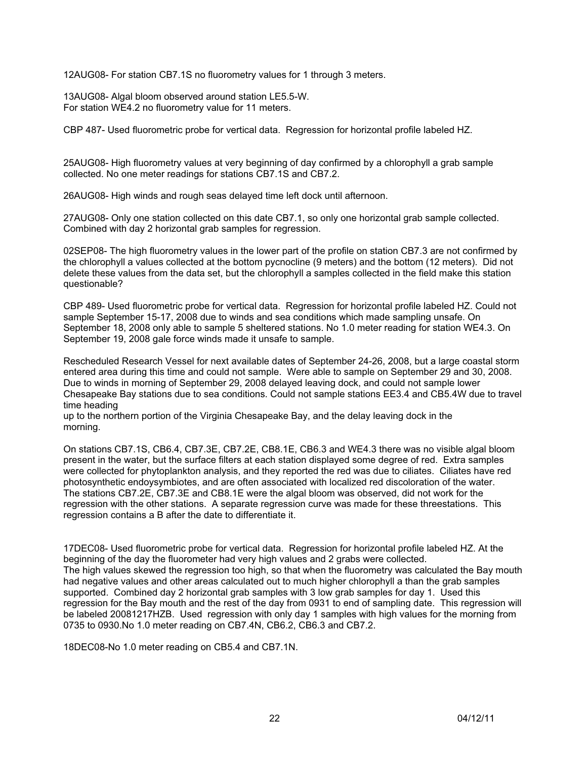12AUG08- For station CB7.1S no fluorometry values for 1 through 3 meters.

13AUG08- Algal bloom observed around station LE5.5-W.
For station WE4.2 no fluorometry value for 11 meters.

CBP 487- Used fluorometric probe for vertical data. Regression for horizontal profile labeled HZ.

25AUG08- High fluorometry values at very beginning of day confirmed by a chlorophyll a grab sample collected. No one meter readings for stations CB7.1S and CB7.2.

26AUG08- High winds and rough seas delayed time left dock until afternoon.

27AUG08- Only one station collected on this date CB7.1, so only one horizontal grab sample collected. Combined with day 2 horizontal grab samples for regression.

02SEP08- The high fluorometry values in the lower part of the profile on station CB7.3 are not confirmed by the chlorophyll a values collected at the bottom pycnocline (9 meters) and the bottom (12 meters). Did not delete these values from the data set, but the chlorophyll a samples collected in the field make this station questionable?

CBP 489- Used fluorometric probe for vertical data. Regression for horizontal profile labeled HZ. Could not sample September 15-17, 2008 due to winds and sea conditions which made sampling unsafe. On September 18, 2008 only able to sample 5 sheltered stations. No 1.0 meter reading for station WE4.3. On September 19, 2008 gale force winds made it unsafe to sample.

Rescheduled Research Vessel for next available dates of September 24-26, 2008, but a large coastal storm entered area during this time and could not sample. Were able to sample on September 29 and 30, 2008. Due to winds in morning of September 29, 2008 delayed leaving dock, and could not sample lower Chesapeake Bay stations due to sea conditions. Could not sample stations EE3.4 and CB5.4W due to travel time heading
up to the northern portion of the Virginia Chesapeake Bay, and the delay leaving dock in the morning.

On stations CB7.1S, CB6.4, CB7.3E, CB7.2E, CB8.1E, CB6.3 and WE4.3 there was no visible algal bloom present in the water, but the surface filters at each station displayed some degree of red. Extra samples were collected for phytoplankton analysis, and they reported the red was due to ciliates. Ciliates have red photosynthetic endoysymbiotes, and are often associated with localized red discoloration of the water. The stations CB7.2E, CB7.3E and CB8.1E were the algal bloom was observed, did not work for the regression with the other stations. A separate regression curve was made for these threestations. This regression contains a B after the date to differentiate it.

17DEC08- Used fluorometric probe for vertical data. Regression for horizontal profile labeled HZ. At the beginning of the day the fluorometer had very high values and 2 grabs were collected.
The high values skewed the regression too high, so that when the fluorometry was calculated the Bay mouth had negative values and other areas calculated out to much higher chlorophyll a than the grab samples supported. Combined day 2 horizontal grab samples with 3 low grab samples for day 1. Used this regression for the Bay mouth and the rest of the day from 0931 to end of sampling date. This regression will be labeled 20081217HZB. Used regression with only day 1 samples with high values for the morning from 0735 to 0930.No 1.0 meter reading on CB7.4N, CB6.2, CB6.3 and CB7.2.

18DEC08-No 1.0 meter reading on CB5.4 and CB7.1N.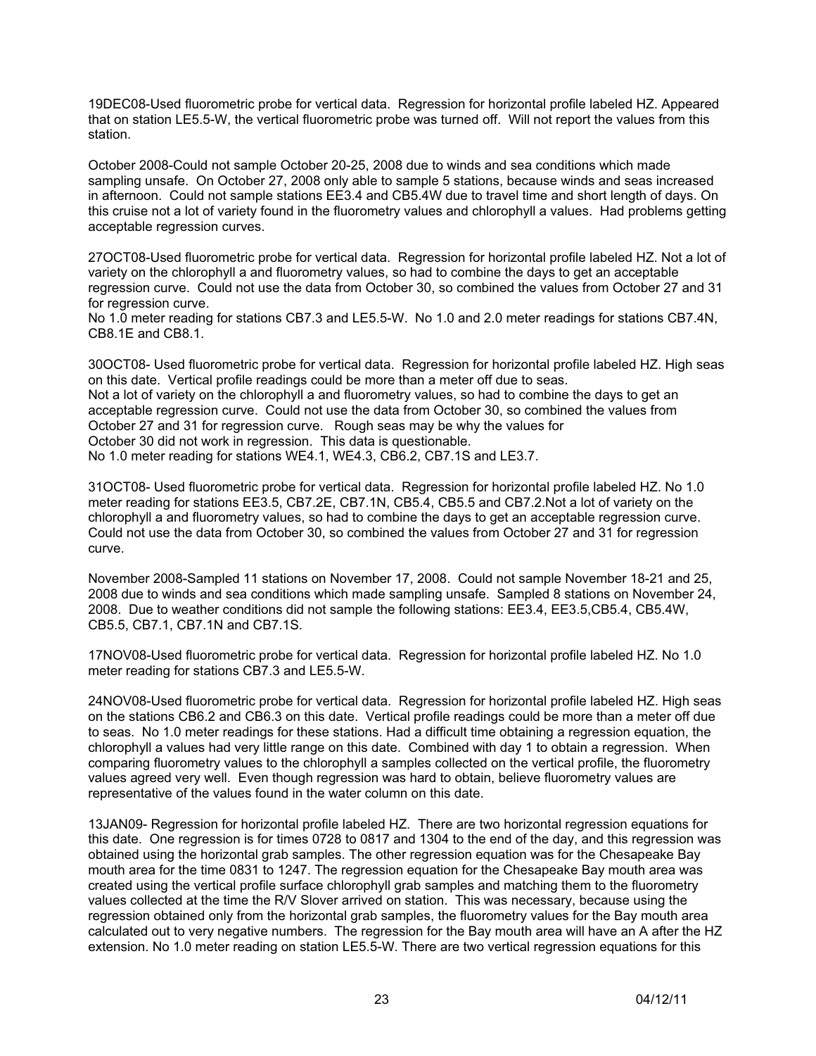19DEC08-Used fluorometric probe for vertical data. Regression for horizontal profile labeled HZ. Appeared that on station LE5.5-W, the vertical fluorometric probe was turned off. Will not report the values from this station.

October 2008-Could not sample October 20-25, 2008 due to winds and sea conditions which made sampling unsafe. On October 27, 2008 only able to sample 5 stations, because winds and seas increased in afternoon. Could not sample stations EE3.4 and CB5.4W due to travel time and short length of days. On this cruise not a lot of variety found in the fluorometry values and chlorophyll a values. Had problems getting acceptable regression curves.

27OCT08-Used fluorometric probe for vertical data. Regression for horizontal profile labeled HZ. Not a lot of variety on the chlorophyll a and fluorometry values, so had to combine the days to get an acceptable regression curve. Could not use the data from October 30, so combined the values from October 27 and 31 for regression curve.
No 1.0 meter reading for stations CB7.3 and LE5.5-W. No 1.0 and 2.0 meter readings for stations CB7.4N, CB8.1E and CB8.1.

30OCT08- Used fluorometric probe for vertical data. Regression for horizontal profile labeled HZ. High seas on this date. Vertical profile readings could be more than a meter off due to seas.
Not a lot of variety on the chlorophyll a and fluorometry values, so had to combine the days to get an acceptable regression curve. Could not use the data from October 30, so combined the values from October 27 and 31 for regression curve. Rough seas may be why the values for October 30 did not work in regression. This data is questionable.
No 1.0 meter reading for stations WE4.1, WE4.3, CB6.2, CB7.1S and LE3.7.

31OCT08- Used fluorometric probe for vertical data. Regression for horizontal profile labeled HZ. No 1.0 meter reading for stations EE3.5, CB7.2E, CB7.1N, CB5.4, CB5.5 and CB7.2.Not a lot of variety on the chlorophyll a and fluorometry values, so had to combine the days to get an acceptable regression curve. Could not use the data from October 30, so combined the values from October 27 and 31 for regression curve.

November 2008-Sampled 11 stations on November 17, 2008. Could not sample November 18-21 and 25, 2008 due to winds and sea conditions which made sampling unsafe. Sampled 8 stations on November 24, 2008. Due to weather conditions did not sample the following stations: EE3.4, EE3.5,CB5.4, CB5.4W, CB5.5, CB7.1, CB7.1N and CB7.1S.

17NOV08-Used fluorometric probe for vertical data. Regression for horizontal profile labeled HZ. No 1.0 meter reading for stations CB7.3 and LE5.5-W.

24NOV08-Used fluorometric probe for vertical data. Regression for horizontal profile labeled HZ. High seas on the stations CB6.2 and CB6.3 on this date. Vertical profile readings could be more than a meter off due to seas. No 1.0 meter readings for these stations. Had a difficult time obtaining a regression equation, the chlorophyll a values had very little range on this date. Combined with day 1 to obtain a regression. When comparing fluorometry values to the chlorophyll a samples collected on the vertical profile, the fluorometry values agreed very well. Even though regression was hard to obtain, believe fluorometry values are representative of the values found in the water column on this date.

13JAN09- Regression for horizontal profile labeled HZ. There are two horizontal regression equations for this date. One regression is for times 0728 to 0817 and 1304 to the end of the day, and this regression was obtained using the horizontal grab samples. The other regression equation was for the Chesapeake Bay mouth area for the time 0831 to 1247. The regression equation for the Chesapeake Bay mouth area was created using the vertical profile surface chlorophyll grab samples and matching them to the fluorometry values collected at the time the R/V Slover arrived on station. This was necessary, because using the regression obtained only from the horizontal grab samples, the fluorometry values for the Bay mouth area calculated out to very negative numbers. The regression for the Bay mouth area will have an A after the HZ extension. No 1.0 meter reading on station LE5.5-W. There are two vertical regression equations for this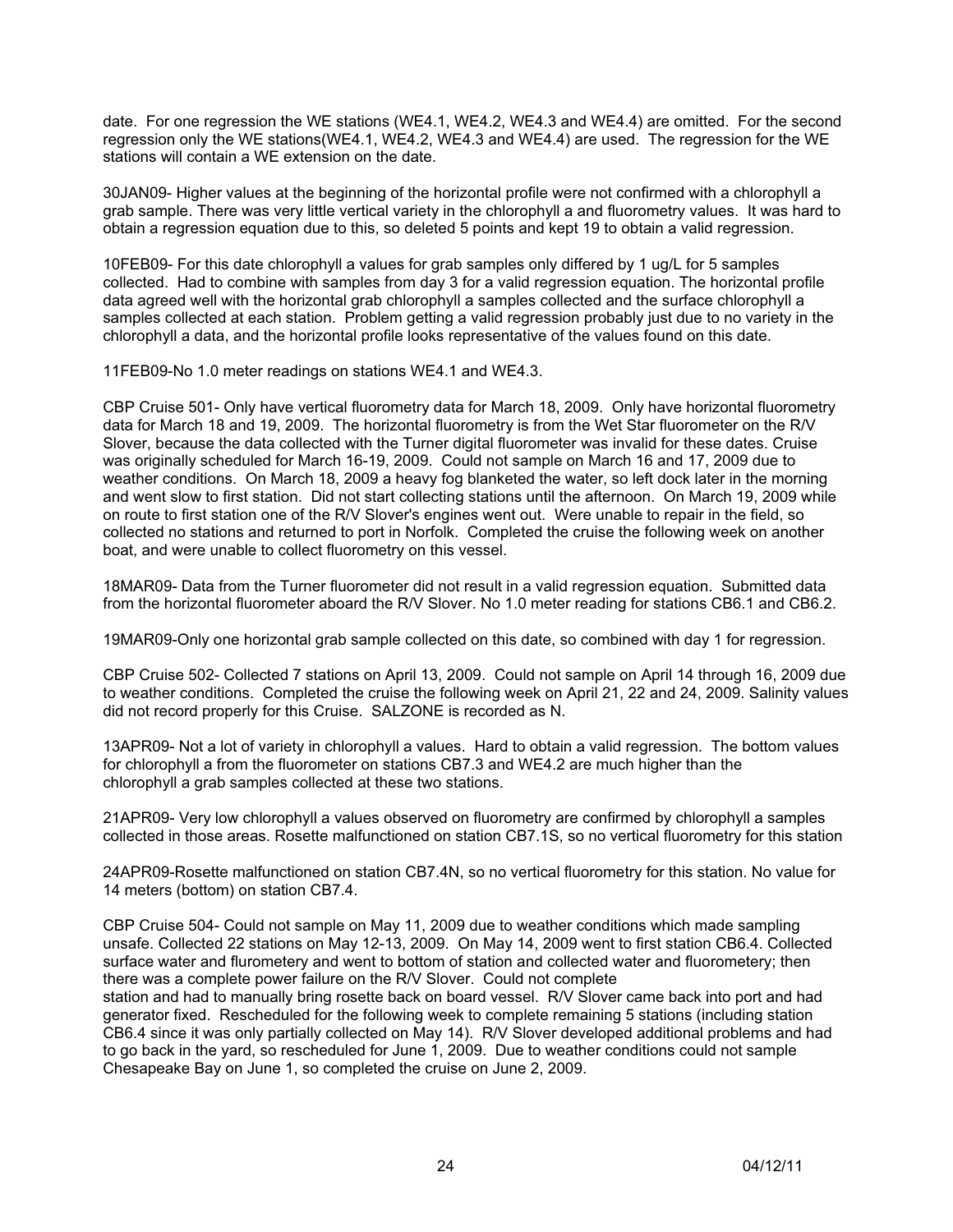date. For one regression the WE stations (WE4.1, WE4.2, WE4.3 and WE4.4) are omitted. For the second regression only the WE stations(WE4.1, WE4.2, WE4.3 and WE4.4) are used. The regression for the WE stations will contain a WE extension on the date.

30JAN09- Higher values at the beginning of the horizontal profile were not confirmed with a chlorophyll a grab sample. There was very little vertical variety in the chlorophyll a and fluorometry values. It was hard to obtain a regression equation due to this, so deleted 5 points and kept 19 to obtain a valid regression.

10FEB09- For this date chlorophyll a values for grab samples only differed by 1 ug/L for 5 samples collected. Had to combine with samples from day 3 for a valid regression equation. The horizontal profile data agreed well with the horizontal grab chlorophyll a samples collected and the surface chlorophyll a samples collected at each station. Problem getting a valid regression probably just due to no variety in the chlorophyll a data, and the horizontal profile looks representative of the values found on this date.

11FEB09-No 1.0 meter readings on stations WE4.1 and WE4.3.

CBP Cruise 501- Only have vertical fluorometry data for March 18, 2009. Only have horizontal fluorometry data for March 18 and 19, 2009. The horizontal fluorometry is from the Wet Star fluorometer on the R/V Slover, because the data collected with the Turner digital fluorometer was invalid for these dates. Cruise was originally scheduled for March 16-19, 2009. Could not sample on March 16 and 17, 2009 due to weather conditions. On March 18, 2009 a heavy fog blanketed the water, so left dock later in the morning and went slow to first station. Did not start collecting stations until the afternoon. On March 19, 2009 while on route to first station one of the R/V Slover's engines went out. Were unable to repair in the field, so collected no stations and returned to port in Norfolk. Completed the cruise the following week on another boat, and were unable to collect fluorometry on this vessel.

18MAR09- Data from the Turner fluorometer did not result in a valid regression equation. Submitted data from the horizontal fluorometer aboard the R/V Slover. No 1.0 meter reading for stations CB6.1 and CB6.2.

19MAR09-Only one horizontal grab sample collected on this date, so combined with day 1 for regression.

CBP Cruise 502- Collected 7 stations on April 13, 2009. Could not sample on April 14 through 16, 2009 due to weather conditions. Completed the cruise the following week on April 21, 22 and 24, 2009. Salinity values did not record properly for this Cruise. SALZONE is recorded as N.

13APR09- Not a lot of variety in chlorophyll a values. Hard to obtain a valid regression. The bottom values for chlorophyll a from the fluorometer on stations CB7.3 and WE4.2 are much higher than the chlorophyll a grab samples collected at these two stations.

21APR09- Very low chlorophyll a values observed on fluorometry are confirmed by chlorophyll a samples collected in those areas. Rosette malfunctioned on station CB7.1S, so no vertical fluorometry for this station

24APR09-Rosette malfunctioned on station CB7.4N, so no vertical fluorometry for this station. No value for 14 meters (bottom) on station CB7.4.

CBP Cruise 504- Could not sample on May 11, 2009 due to weather conditions which made sampling unsafe. Collected 22 stations on May 12-13, 2009. On May 14, 2009 went to first station CB6.4. Collected surface water and flurometery and went to bottom of station and collected water and fluorometery; then there was a complete power failure on the R/V Slover. Could not complete station and had to manually bring rosette back on board vessel. R/V Slover came back into port and had generator fixed. Rescheduled for the following week to complete remaining 5 stations (including station CB6.4 since it was only partially collected on May 14). R/V Slover developed additional problems and had to go back in the yard, so rescheduled for June 1, 2009. Due to weather conditions could not sample Chesapeake Bay on June 1, so completed the cruise on June 2, 2009.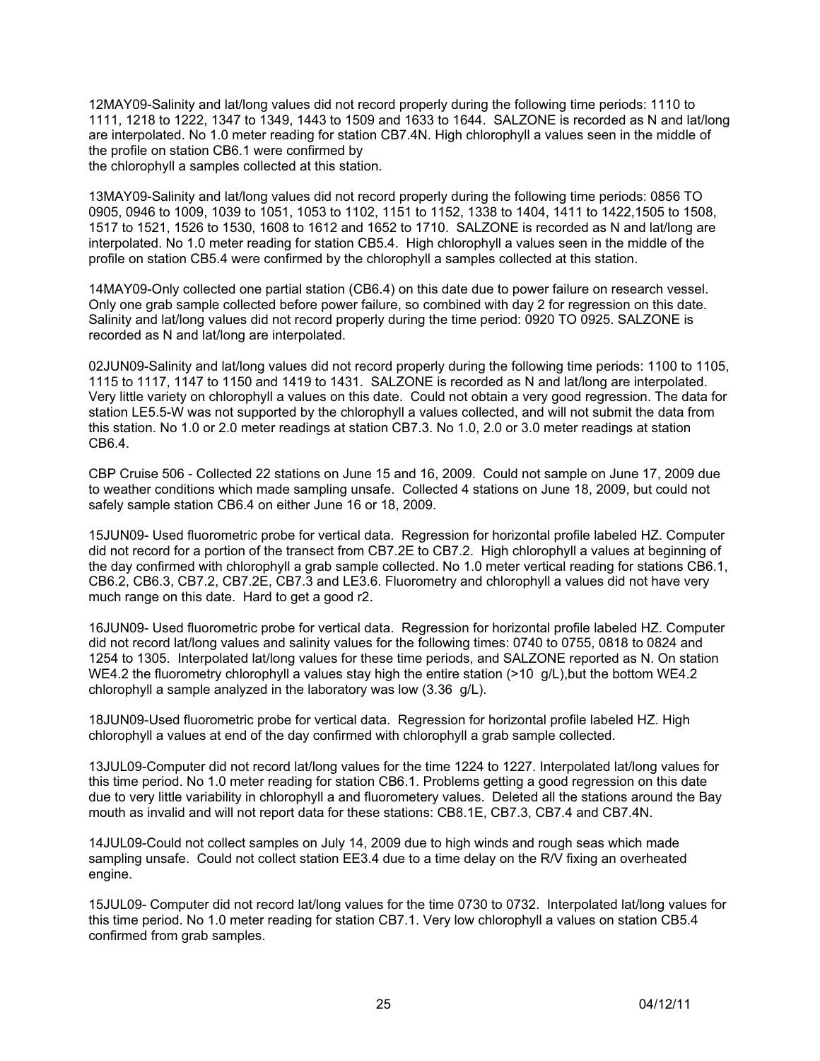12MAY09-Salinity and lat/long values did not record properly during the following time periods: 1110 to 1111, 1218 to 1222, 1347 to 1349, 1443 to 1509 and 1633 to 1644. SALZONE is recorded as N and lat/long are interpolated. No 1.0 meter reading for station CB7.4N. High chlorophyll a values seen in the middle of the profile on station CB6.1 were confirmed by
the chlorophyll a samples collected at this station.

13MAY09-Salinity and lat/long values did not record properly during the following time periods: 0856 TO 0905, 0946 to 1009, 1039 to 1051, 1053 to 1102, 1151 to 1152, 1338 to 1404, 1411 to 1422,1505 to 1508, 1517 to 1521, 1526 to 1530, 1608 to 1612 and 1652 to 1710. SALZONE is recorded as N and lat/long are interpolated. No 1.0 meter reading for station CB5.4. High chlorophyll a values seen in the middle of the profile on station CB5.4 were confirmed by the chlorophyll a samples collected at this station.

14MAY09-Only collected one partial station (CB6.4) on this date due to power failure on research vessel. Only one grab sample collected before power failure, so combined with day 2 for regression on this date. Salinity and lat/long values did not record properly during the time period: 0920 TO 0925. SALZONE is recorded as N and lat/long are interpolated.

02JUN09-Salinity and lat/long values did not record properly during the following time periods: 1100 to 1105, 1115 to 1117, 1147 to 1150 and 1419 to 1431. SALZONE is recorded as N and lat/long are interpolated. Very little variety on chlorophyll a values on this date. Could not obtain a very good regression. The data for station LE5.5-W was not supported by the chlorophyll a values collected, and will not submit the data from this station. No 1.0 or 2.0 meter readings at station CB7.3. No 1.0, 2.0 or 3.0 meter readings at station CB6.4.

CBP Cruise 506 - Collected 22 stations on June 15 and 16, 2009. Could not sample on June 17, 2009 due to weather conditions which made sampling unsafe. Collected 4 stations on June 18, 2009, but could not safely sample station CB6.4 on either June 16 or 18, 2009.

15JUN09- Used fluorometric probe for vertical data. Regression for horizontal profile labeled HZ. Computer did not record for a portion of the transect from CB7.2E to CB7.2. High chlorophyll a values at beginning of the day confirmed with chlorophyll a grab sample collected. No 1.0 meter vertical reading for stations CB6.1, CB6.2, CB6.3, CB7.2, CB7.2E, CB7.3 and LE3.6. Fluorometry and chlorophyll a values did not have very much range on this date. Hard to get a good r2.

16JUN09- Used fluorometric probe for vertical data. Regression for horizontal profile labeled HZ. Computer did not record lat/long values and salinity values for the following times: 0740 to 0755, 0818 to 0824 and 1254 to 1305. Interpolated lat/long values for these time periods, and SALZONE reported as N. On station WE4.2 the fluorometry chlorophyll a values stay high the entire station (>10 g/L),but the bottom WE4.2 chlorophyll a sample analyzed in the laboratory was low (3.36 g/L).

18JUN09-Used fluorometric probe for vertical data. Regression for horizontal profile labeled HZ. High chlorophyll a values at end of the day confirmed with chlorophyll a grab sample collected.

13JUL09-Computer did not record lat/long values for the time 1224 to 1227. Interpolated lat/long values for this time period. No 1.0 meter reading for station CB6.1. Problems getting a good regression on this date due to very little variability in chlorophyll a and fluorometery values. Deleted all the stations around the Bay mouth as invalid and will not report data for these stations: CB8.1E, CB7.3, CB7.4 and CB7.4N.

14JUL09-Could not collect samples on July 14, 2009 due to high winds and rough seas which made sampling unsafe. Could not collect station EE3.4 due to a time delay on the R/V fixing an overheated engine.

15JUL09- Computer did not record lat/long values for the time 0730 to 0732. Interpolated lat/long values for this time period. No 1.0 meter reading for station CB7.1. Very low chlorophyll a values on station CB5.4 confirmed from grab samples.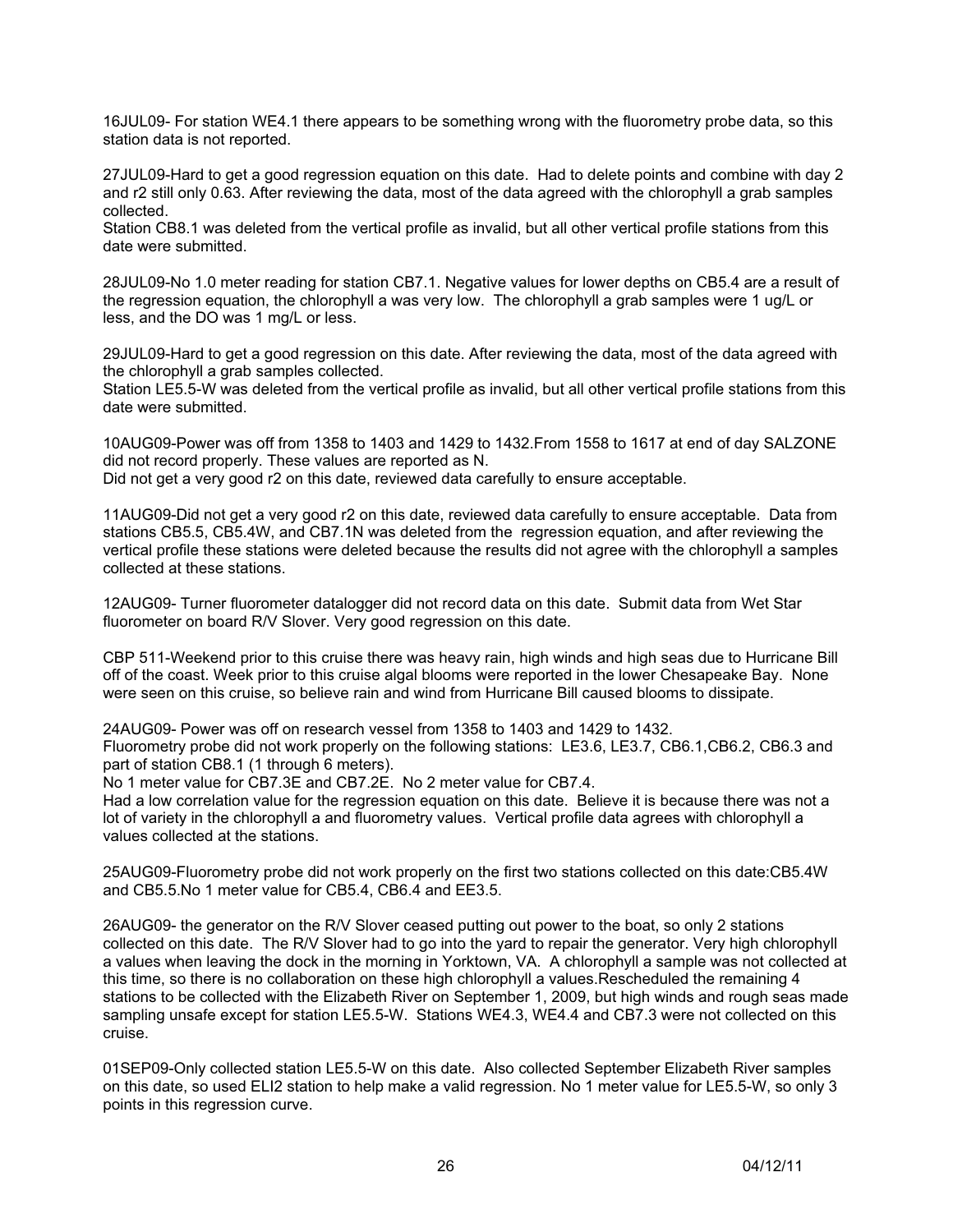16JUL09- For station WE4.1 there appears to be something wrong with the fluorometry probe data, so this station data is not reported.

27JUL09-Hard to get a good regression equation on this date. Had to delete points and combine with day 2 and r2 still only 0.63. After reviewing the data, most of the data agreed with the chlorophyll a grab samples collected.
Station CB8.1 was deleted from the vertical profile as invalid, but all other vertical profile stations from this date were submitted.

28JUL09-No 1.0 meter reading for station CB7.1. Negative values for lower depths on CB5.4 are a result of the regression equation, the chlorophyll a was very low. The chlorophyll a grab samples were 1 ug/L or less, and the DO was 1 mg/L or less.

29JUL09-Hard to get a good regression on this date. After reviewing the data, most of the data agreed with the chlorophyll a grab samples collected.
Station LE5.5-W was deleted from the vertical profile as invalid, but all other vertical profile stations from this date were submitted.

10AUG09-Power was off from 1358 to 1403 and 1429 to 1432.From 1558 to 1617 at end of day SALZONE did not record properly. These values are reported as N.
Did not get a very good r2 on this date, reviewed data carefully to ensure acceptable.

11AUG09-Did not get a very good r2 on this date, reviewed data carefully to ensure acceptable. Data from stations CB5.5, CB5.4W, and CB7.1N was deleted from the regression equation, and after reviewing the vertical profile these stations were deleted because the results did not agree with the chlorophyll a samples collected at these stations.

12AUG09- Turner fluorometer datalogger did not record data on this date. Submit data from Wet Star fluorometer on board R/V Slover. Very good regression on this date.

CBP 511-Weekend prior to this cruise there was heavy rain, high winds and high seas due to Hurricane Bill off of the coast. Week prior to this cruise algal blooms were reported in the lower Chesapeake Bay. None were seen on this cruise, so believe rain and wind from Hurricane Bill caused blooms to dissipate.

24AUG09- Power was off on research vessel from 1358 to 1403 and 1429 to 1432.
Fluorometry probe did not work properly on the following stations: LE3.6, LE3.7, CB6.1,CB6.2, CB6.3 and part of station CB8.1 (1 through 6 meters).
No 1 meter value for CB7.3E and CB7.2E. No 2 meter value for CB7.4.
Had a low correlation value for the regression equation on this date. Believe it is because there was not a lot of variety in the chlorophyll a and fluorometry values. Vertical profile data agrees with chlorophyll a values collected at the stations.

25AUG09-Fluorometry probe did not work properly on the first two stations collected on this date:CB5.4W and CB5.5.No 1 meter value for CB5.4, CB6.4 and EE3.5.

26AUG09- the generator on the R/V Slover ceased putting out power to the boat, so only 2 stations collected on this date. The R/V Slover had to go into the yard to repair the generator. Very high chlorophyll a values when leaving the dock in the morning in Yorktown, VA. A chlorophyll a sample was not collected at this time, so there is no collaboration on these high chlorophyll a values.Rescheduled the remaining 4 stations to be collected with the Elizabeth River on September 1, 2009, but high winds and rough seas made sampling unsafe except for station LE5.5-W. Stations WE4.3, WE4.4 and CB7.3 were not collected on this cruise.

01SEP09-Only collected station LE5.5-W on this date. Also collected September Elizabeth River samples on this date, so used ELI2 station to help make a valid regression. No 1 meter value for LE5.5-W, so only 3 points in this regression curve.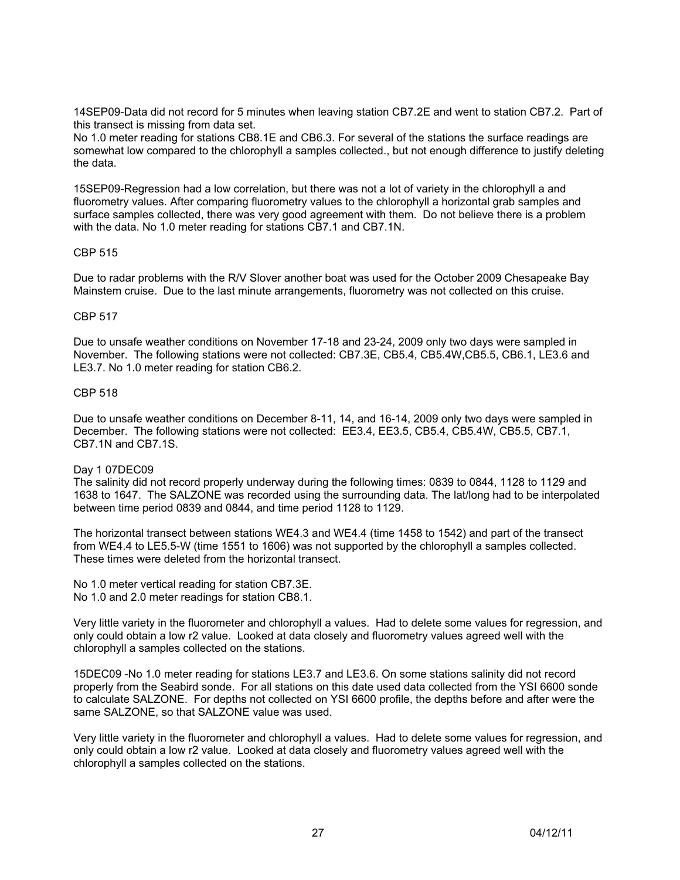14SEP09-Data did not record for 5 minutes when leaving station CB7.2E and went to station CB7.2. Part of this transect is missing from data set.
No 1.0 meter reading for stations CB8.1E and CB6.3. For several of the stations the surface readings are somewhat low compared to the chlorophyll a samples collected., but not enough difference to justify deleting the data.

15SEP09-Regression had a low correlation, but there was not a lot of variety in the chlorophyll a and fluorometry values. After comparing fluorometry values to the chlorophyll a horizontal grab samples and surface samples collected, there was very good agreement with them. Do not believe there is a problem with the data. No 1.0 meter reading for stations CB7.1 and CB7.1N.

CBP 515

Due to radar problems with the R/V Slover another boat was used for the October 2009 Chesapeake Bay Mainstem cruise. Due to the last minute arrangements, fluorometry was not collected on this cruise.

CBP 517

Due to unsafe weather conditions on November 17-18 and 23-24, 2009 only two days were sampled in November. The following stations were not collected: CB7.3E, CB5.4, CB5.4W,CB5.5, CB6.1, LE3.6 and LE3.7. No 1.0 meter reading for station CB6.2.

CBP 518

Due to unsafe weather conditions on December 8-11, 14, and 16-14, 2009 only two days were sampled in December. The following stations were not collected: EE3.4, EE3.5, CB5.4, CB5.4W, CB5.5, CB7.1, CB7.1N and CB7.1S.

Day 1 07DEC09
The salinity did not record properly underway during the following times: 0839 to 0844, 1128 to 1129 and 1638 to 1647. The SALZONE was recorded using the surrounding data. The lat/long had to be interpolated between time period 0839 and 0844, and time period 1128 to 1129.

The horizontal transect between stations WE4.3 and WE4.4 (time 1458 to 1542) and part of the transect from WE4.4 to LE5.5-W (time 1551 to 1606) was not supported by the chlorophyll a samples collected. These times were deleted from the horizontal transect.

No 1.0 meter vertical reading for station CB7.3E.
No 1.0 and 2.0 meter readings for station CB8.1.

Very little variety in the fluorometer and chlorophyll a values. Had to delete some values for regression, and only could obtain a low r2 value. Looked at data closely and fluorometry values agreed well with the chlorophyll a samples collected on the stations.

15DEC09 -No 1.0 meter reading for stations LE3.7 and LE3.6. On some stations salinity did not record properly from the Seabird sonde. For all stations on this date used data collected from the YSI 6600 sonde to calculate SALZONE. For depths not collected on YSI 6600 profile, the depths before and after were the same SALZONE, so that SALZONE value was used.

Very little variety in the fluorometer and chlorophyll a values. Had to delete some values for regression, and only could obtain a low r2 value. Looked at data closely and fluorometry values agreed well with the chlorophyll a samples collected on the stations.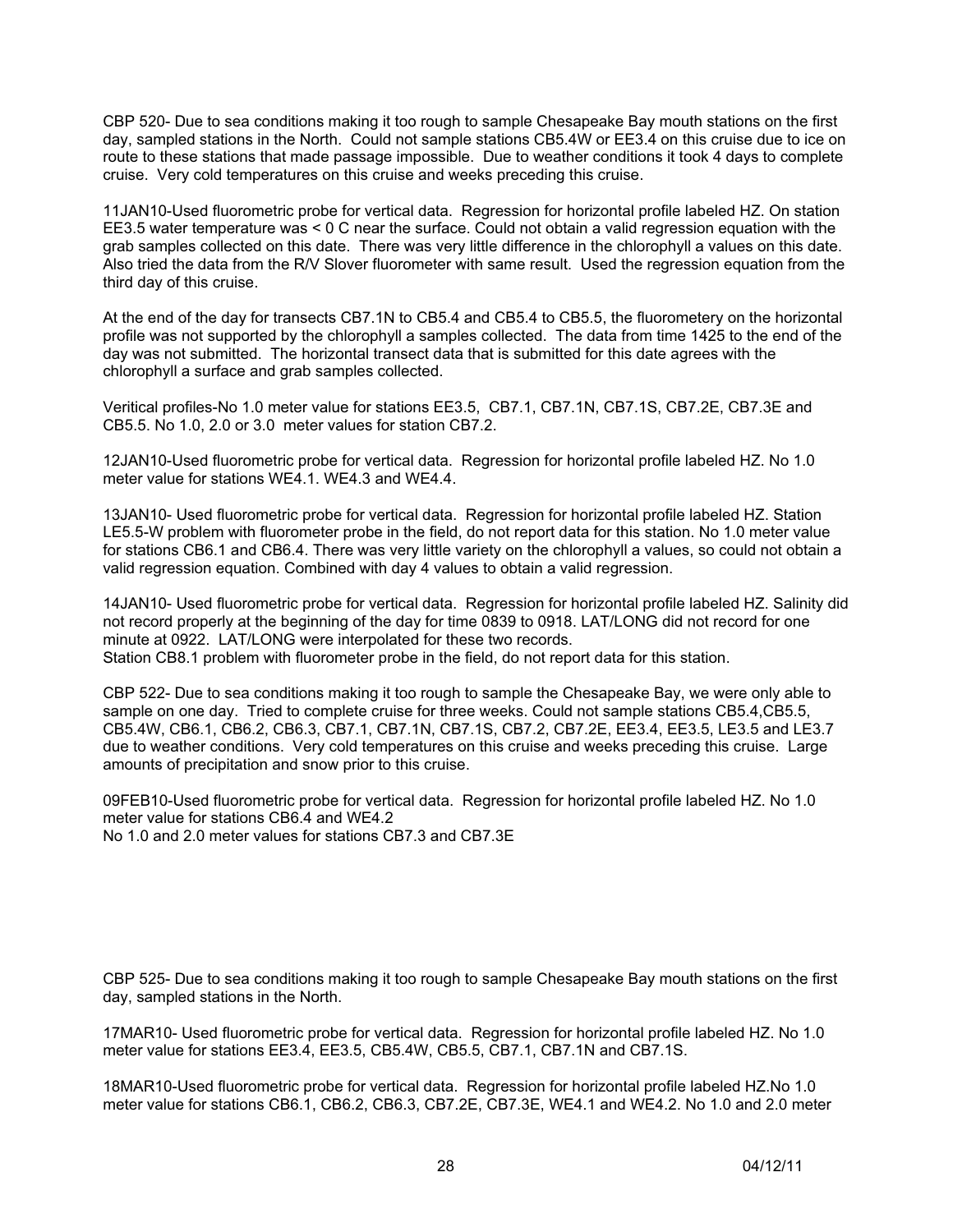CBP 520- Due to sea conditions making it too rough to sample Chesapeake Bay mouth stations on the first day, sampled stations in the North. Could not sample stations CB5.4W or EE3.4 on this cruise due to ice on route to these stations that made passage impossible. Due to weather conditions it took 4 days to complete cruise. Very cold temperatures on this cruise and weeks preceding this cruise.

11JAN10-Used fluorometric probe for vertical data. Regression for horizontal profile labeled HZ. On station EE3.5 water temperature was < 0 C near the surface. Could not obtain a valid regression equation with the grab samples collected on this date. There was very little difference in the chlorophyll a values on this date. Also tried the data from the R/V Slover fluorometer with same result. Used the regression equation from the third day of this cruise.

At the end of the day for transects CB7.1N to CB5.4 and CB5.4 to CB5.5, the fluorometery on the horizontal profile was not supported by the chlorophyll a samples collected. The data from time 1425 to the end of the day was not submitted. The horizontal transect data that is submitted for this date agrees with the chlorophyll a surface and grab samples collected.

Veritical profiles-No 1.0 meter value for stations EE3.5, CB7.1, CB7.1N, CB7.1S, CB7.2E, CB7.3E and CB5.5. No 1.0, 2.0 or 3.0 meter values for station CB7.2.

12JAN10-Used fluorometric probe for vertical data. Regression for horizontal profile labeled HZ. No 1.0 meter value for stations WE4.1. WE4.3 and WE4.4.

13JAN10- Used fluorometric probe for vertical data. Regression for horizontal profile labeled HZ. Station LE5.5-W problem with fluorometer probe in the field, do not report data for this station. No 1.0 meter value for stations CB6.1 and CB6.4. There was very little variety on the chlorophyll a values, so could not obtain a valid regression equation. Combined with day 4 values to obtain a valid regression.

14JAN10- Used fluorometric probe for vertical data. Regression for horizontal profile labeled HZ. Salinity did not record properly at the beginning of the day for time 0839 to 0918. LAT/LONG did not record for one minute at 0922. LAT/LONG were interpolated for these two records.
Station CB8.1 problem with fluorometer probe in the field, do not report data for this station.

CBP 522- Due to sea conditions making it too rough to sample the Chesapeake Bay, we were only able to sample on one day. Tried to complete cruise for three weeks. Could not sample stations CB5.4,CB5.5, CB5.4W, CB6.1, CB6.2, CB6.3, CB7.1, CB7.1N, CB7.1S, CB7.2, CB7.2E, EE3.4, EE3.5, LE3.5 and LE3.7 due to weather conditions. Very cold temperatures on this cruise and weeks preceding this cruise. Large amounts of precipitation and snow prior to this cruise.

09FEB10-Used fluorometric probe for vertical data. Regression for horizontal profile labeled HZ. No 1.0 meter value for stations CB6.4 and WE4.2
No 1.0 and 2.0 meter values for stations CB7.3 and CB7.3E

CBP 525- Due to sea conditions making it too rough to sample Chesapeake Bay mouth stations on the first day, sampled stations in the North.

17MAR10- Used fluorometric probe for vertical data. Regression for horizontal profile labeled HZ. No 1.0 meter value for stations EE3.4, EE3.5, CB5.4W, CB5.5, CB7.1, CB7.1N and CB7.1S.

18MAR10-Used fluorometric probe for vertical data. Regression for horizontal profile labeled HZ.No 1.0 meter value for stations CB6.1, CB6.2, CB6.3, CB7.2E, CB7.3E, WE4.1 and WE4.2. No 1.0 and 2.0 meter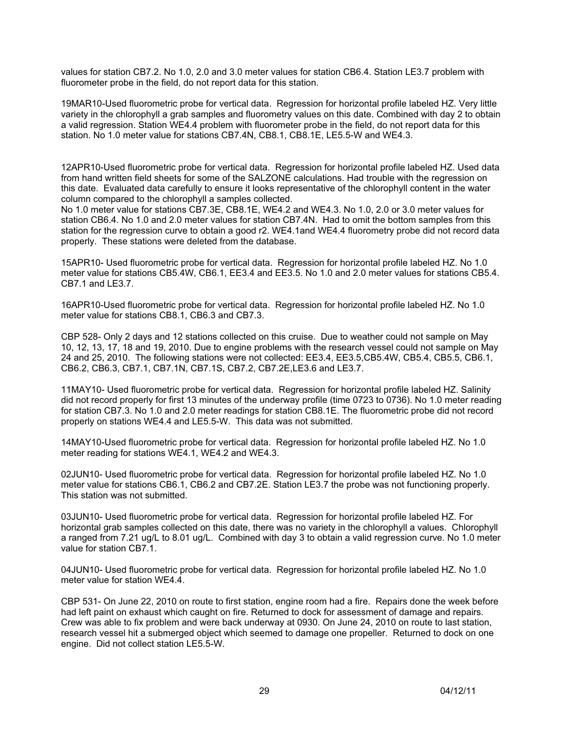values for station CB7.2. No 1.0, 2.0 and 3.0 meter values for station CB6.4. Station LE3.7 problem with fluorometer probe in the field, do not report data for this station.

19MAR10-Used fluorometric probe for vertical data. Regression for horizontal profile labeled HZ. Very little variety in the chlorophyll a grab samples and fluorometry values on this date. Combined with day 2 to obtain a valid regression. Station WE4.4 problem with fluorometer probe in the field, do not report data for this station. No 1.0 meter value for stations CB7.4N, CB8.1, CB8.1E, LE5.5-W and WE4.3.

12APR10-Used fluorometric probe for vertical data. Regression for horizontal profile labeled HZ. Used data from hand written field sheets for some of the SALZONE calculations. Had trouble with the regression on this date. Evaluated data carefully to ensure it looks representative of the chlorophyll content in the water column compared to the chlorophyll a samples collected.
No 1.0 meter value for stations CB7.3E, CB8.1E, WE4.2 and WE4.3. No 1.0, 2.0 or 3.0 meter values for station CB6.4. No 1.0 and 2.0 meter values for station CB7.4N. Had to omit the bottom samples from this station for the regression curve to obtain a good r2. WE4.1and WE4.4 fluorometry probe did not record data properly. These stations were deleted from the database.

15APR10- Used fluorometric probe for vertical data. Regression for horizontal profile labeled HZ. No 1.0 meter value for stations CB5.4W, CB6.1, EE3.4 and EE3.5. No 1.0 and 2.0 meter values for stations CB5.4. CB7.1 and LE3.7.

16APR10-Used fluorometric probe for vertical data. Regression for horizontal profile labeled HZ. No 1.0 meter value for stations CB8.1, CB6.3 and CB7.3.

CBP 528- Only 2 days and 12 stations collected on this cruise. Due to weather could not sample on May 10, 12, 13, 17, 18 and 19, 2010. Due to engine problems with the research vessel could not sample on May 24 and 25, 2010. The following stations were not collected: EE3.4, EE3.5,CB5.4W, CB5.4, CB5.5, CB6.1, CB6.2, CB6.3, CB7.1, CB7.1N, CB7.1S, CB7.2, CB7.2E,LE3.6 and LE3.7.

11MAY10- Used fluorometric probe for vertical data. Regression for horizontal profile labeled HZ. Salinity did not record properly for first 13 minutes of the underway profile (time 0723 to 0736). No 1.0 meter reading for station CB7.3. No 1.0 and 2.0 meter readings for station CB8.1E. The fluorometric probe did not record properly on stations WE4.4 and LE5.5-W. This data was not submitted.

14MAY10-Used fluorometric probe for vertical data. Regression for horizontal profile labeled HZ. No 1.0 meter reading for stations WE4.1, WE4.2 and WE4.3.

02JUN10- Used fluorometric probe for vertical data. Regression for horizontal profile labeled HZ. No 1.0 meter value for stations CB6.1, CB6.2 and CB7.2E. Station LE3.7 the probe was not functioning properly. This station was not submitted.

03JUN10- Used fluorometric probe for vertical data. Regression for horizontal profile labeled HZ. For horizontal grab samples collected on this date, there was no variety in the chlorophyll a values. Chlorophyll a ranged from 7.21 ug/L to 8.01 ug/L. Combined with day 3 to obtain a valid regression curve. No 1.0 meter value for station CB7.1.

04JUN10- Used fluorometric probe for vertical data. Regression for horizontal profile labeled HZ. No 1.0 meter value for station WE4.4.

CBP 531- On June 22, 2010 on route to first station, engine room had a fire. Repairs done the week before had left paint on exhaust which caught on fire. Returned to dock for assessment of damage and repairs. Crew was able to fix problem and were back underway at 0930. On June 24, 2010 on route to last station, research vessel hit a submerged object which seemed to damage one propeller. Returned to dock on one engine. Did not collect station LE5.5-W.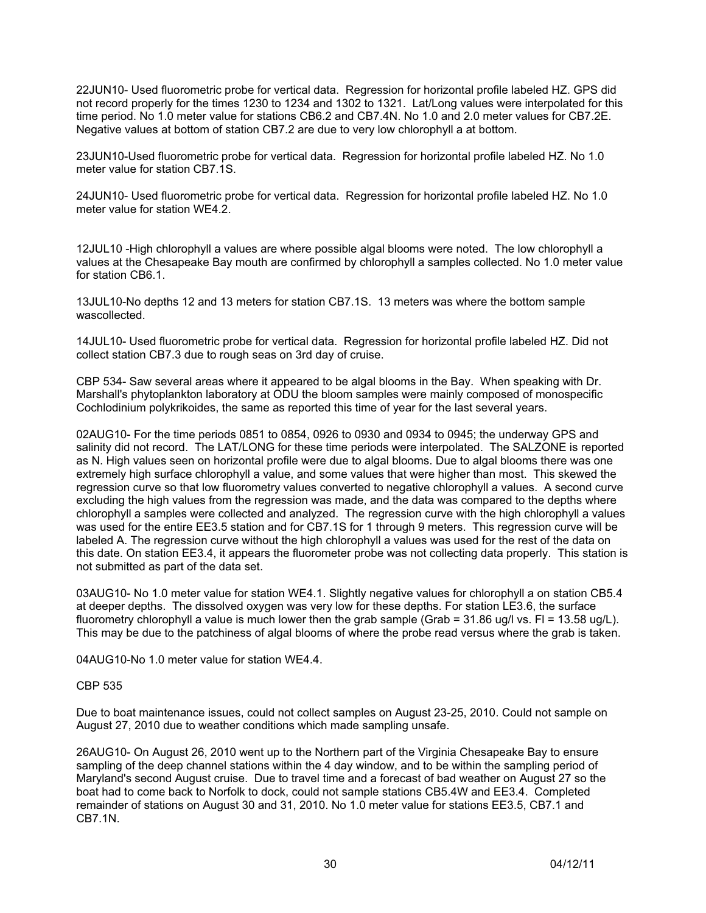22JUN10- Used fluorometric probe for vertical data. Regression for horizontal profile labeled HZ. GPS did not record properly for the times 1230 to 1234 and 1302 to 1321. Lat/Long values were interpolated for this time period. No 1.0 meter value for stations CB6.2 and CB7.4N. No 1.0 and 2.0 meter values for CB7.2E. Negative values at bottom of station CB7.2 are due to very low chlorophyll a at bottom.

23JUN10-Used fluorometric probe for vertical data. Regression for horizontal profile labeled HZ. No 1.0 meter value for station CB7.1S.

24JUN10- Used fluorometric probe for vertical data. Regression for horizontal profile labeled HZ. No 1.0 meter value for station WE4.2.

12JUL10 -High chlorophyll a values are where possible algal blooms were noted. The low chlorophyll a values at the Chesapeake Bay mouth are confirmed by chlorophyll a samples collected. No 1.0 meter value for station CB6.1.

13JUL10-No depths 12 and 13 meters for station CB7.1S. 13 meters was where the bottom sample wascollected.

14JUL10- Used fluorometric probe for vertical data. Regression for horizontal profile labeled HZ. Did not collect station CB7.3 due to rough seas on 3rd day of cruise.

CBP 534- Saw several areas where it appeared to be algal blooms in the Bay. When speaking with Dr. Marshall's phytoplankton laboratory at ODU the bloom samples were mainly composed of monospecific Cochlodinium polykrikoides, the same as reported this time of year for the last several years.

02AUG10- For the time periods 0851 to 0854, 0926 to 0930 and 0934 to 0945; the underway GPS and salinity did not record. The LAT/LONG for these time periods were interpolated. The SALZONE is reported as N. High values seen on horizontal profile were due to algal blooms. Due to algal blooms there was one extremely high surface chlorophyll a value, and some values that were higher than most. This skewed the regression curve so that low fluorometry values converted to negative chlorophyll a values. A second curve excluding the high values from the regression was made, and the data was compared to the depths where chlorophyll a samples were collected and analyzed. The regression curve with the high chlorophyll a values was used for the entire EE3.5 station and for CB7.1S for 1 through 9 meters. This regression curve will be labeled A. The regression curve without the high chlorophyll a values was used for the rest of the data on this date. On station EE3.4, it appears the fluorometer probe was not collecting data properly. This station is not submitted as part of the data set.

03AUG10- No 1.0 meter value for station WE4.1. Slightly negative values for chlorophyll a on station CB5.4 at deeper depths. The dissolved oxygen was very low for these depths. For station LE3.6, the surface fluorometry chlorophyll a value is much lower then the grab sample (Grab = 31.86 ug/l vs. Fl = 13.58 ug/L). This may be due to the patchiness of algal blooms of where the probe read versus where the grab is taken.

04AUG10-No 1.0 meter value for station WE4.4.

CBP 535

Due to boat maintenance issues, could not collect samples on August 23-25, 2010. Could not sample on August 27, 2010 due to weather conditions which made sampling unsafe.

26AUG10- On August 26, 2010 went up to the Northern part of the Virginia Chesapeake Bay to ensure sampling of the deep channel stations within the 4 day window, and to be within the sampling period of Maryland's second August cruise. Due to travel time and a forecast of bad weather on August 27 so the boat had to come back to Norfolk to dock, could not sample stations CB5.4W and EE3.4. Completed remainder of stations on August 30 and 31, 2010. No 1.0 meter value for stations EE3.5, CB7.1 and CB7.1N.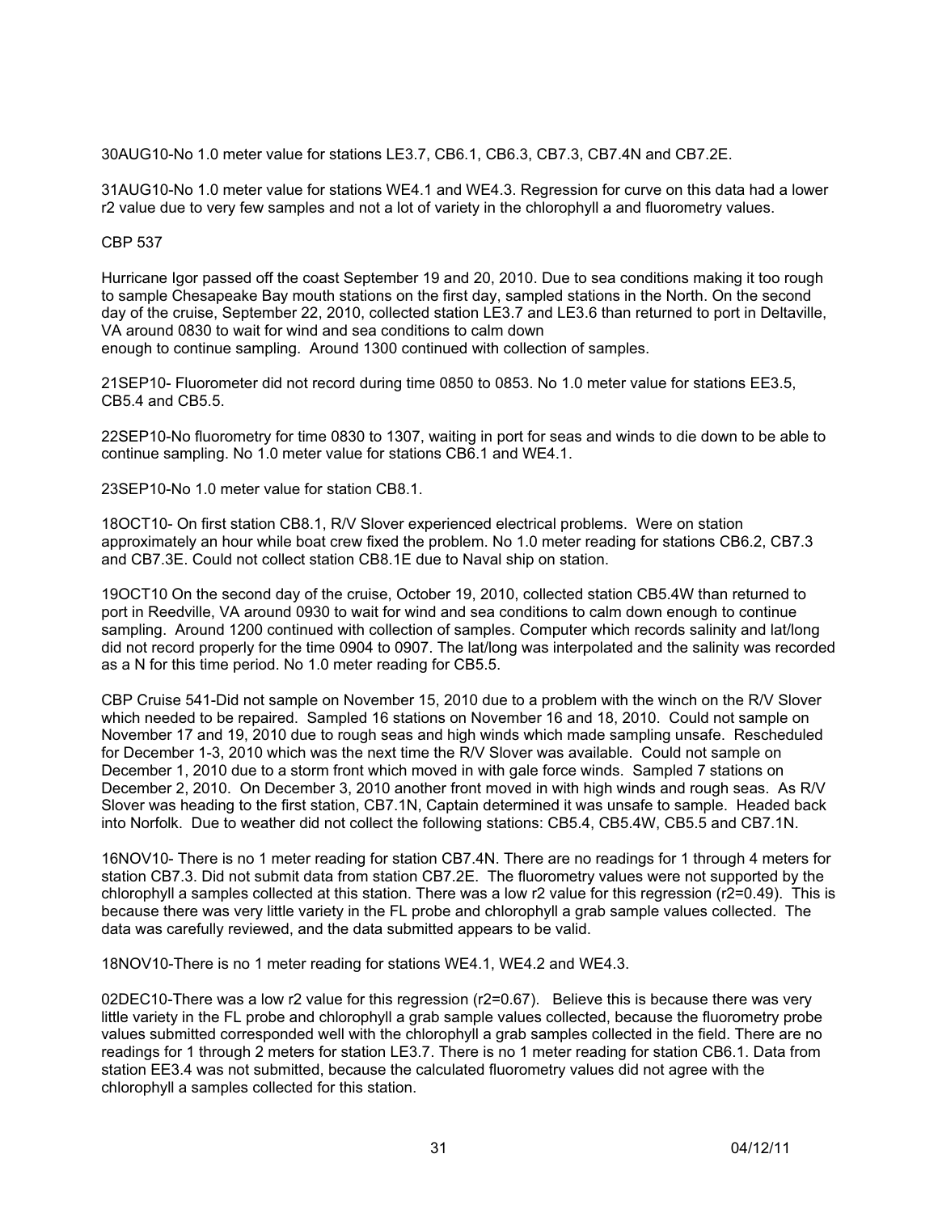30AUG10-No 1.0 meter value for stations LE3.7, CB6.1, CB6.3, CB7.3, CB7.4N and CB7.2E.

31AUG10-No 1.0 meter value for stations WE4.1 and WE4.3. Regression for curve on this data had a lower r2 value due to very few samples and not a lot of variety in the chlorophyll a and fluorometry values.

CBP 537

Hurricane Igor passed off the coast September 19 and 20, 2010. Due to sea conditions making it too rough to sample Chesapeake Bay mouth stations on the first day, sampled stations in the North. On the second day of the cruise, September 22, 2010, collected station LE3.7 and LE3.6 than returned to port in Deltaville, VA around 0830 to wait for wind and sea conditions to calm down enough to continue sampling. Around 1300 continued with collection of samples.

21SEP10- Fluorometer did not record during time 0850 to 0853. No 1.0 meter value for stations EE3.5, CB5.4 and CB5.5.

22SEP10-No fluorometry for time 0830 to 1307, waiting in port for seas and winds to die down to be able to continue sampling. No 1.0 meter value for stations CB6.1 and WE4.1.

23SEP10-No 1.0 meter value for station CB8.1.

18OCT10- On first station CB8.1, R/V Slover experienced electrical problems. Were on station approximately an hour while boat crew fixed the problem. No 1.0 meter reading for stations CB6.2, CB7.3 and CB7.3E. Could not collect station CB8.1E due to Naval ship on station.

19OCT10 On the second day of the cruise, October 19, 2010, collected station CB5.4W than returned to port in Reedville, VA around 0930 to wait for wind and sea conditions to calm down enough to continue sampling. Around 1200 continued with collection of samples. Computer which records salinity and lat/long did not record properly for the time 0904 to 0907. The lat/long was interpolated and the salinity was recorded as a N for this time period. No 1.0 meter reading for CB5.5.

CBP Cruise 541-Did not sample on November 15, 2010 due to a problem with the winch on the R/V Slover which needed to be repaired. Sampled 16 stations on November 16 and 18, 2010. Could not sample on November 17 and 19, 2010 due to rough seas and high winds which made sampling unsafe. Rescheduled for December 1-3, 2010 which was the next time the R/V Slover was available. Could not sample on December 1, 2010 due to a storm front which moved in with gale force winds. Sampled 7 stations on December 2, 2010. On December 3, 2010 another front moved in with high winds and rough seas. As R/V Slover was heading to the first station, CB7.1N, Captain determined it was unsafe to sample. Headed back into Norfolk. Due to weather did not collect the following stations: CB5.4, CB5.4W, CB5.5 and CB7.1N.

16NOV10- There is no 1 meter reading for station CB7.4N. There are no readings for 1 through 4 meters for station CB7.3. Did not submit data from station CB7.2E. The fluorometry values were not supported by the chlorophyll a samples collected at this station. There was a low r2 value for this regression (r2=0.49). This is because there was very little variety in the FL probe and chlorophyll a grab sample values collected. The data was carefully reviewed, and the data submitted appears to be valid.

18NOV10-There is no 1 meter reading for stations WE4.1, WE4.2 and WE4.3.

02DEC10-There was a low r2 value for this regression (r2=0.67). Believe this is because there was very little variety in the FL probe and chlorophyll a grab sample values collected, because the fluorometry probe values submitted corresponded well with the chlorophyll a grab samples collected in the field. There are no readings for 1 through 2 meters for station LE3.7. There is no 1 meter reading for station CB6.1. Data from station EE3.4 was not submitted, because the calculated fluorometry values did not agree with the chlorophyll a samples collected for this station.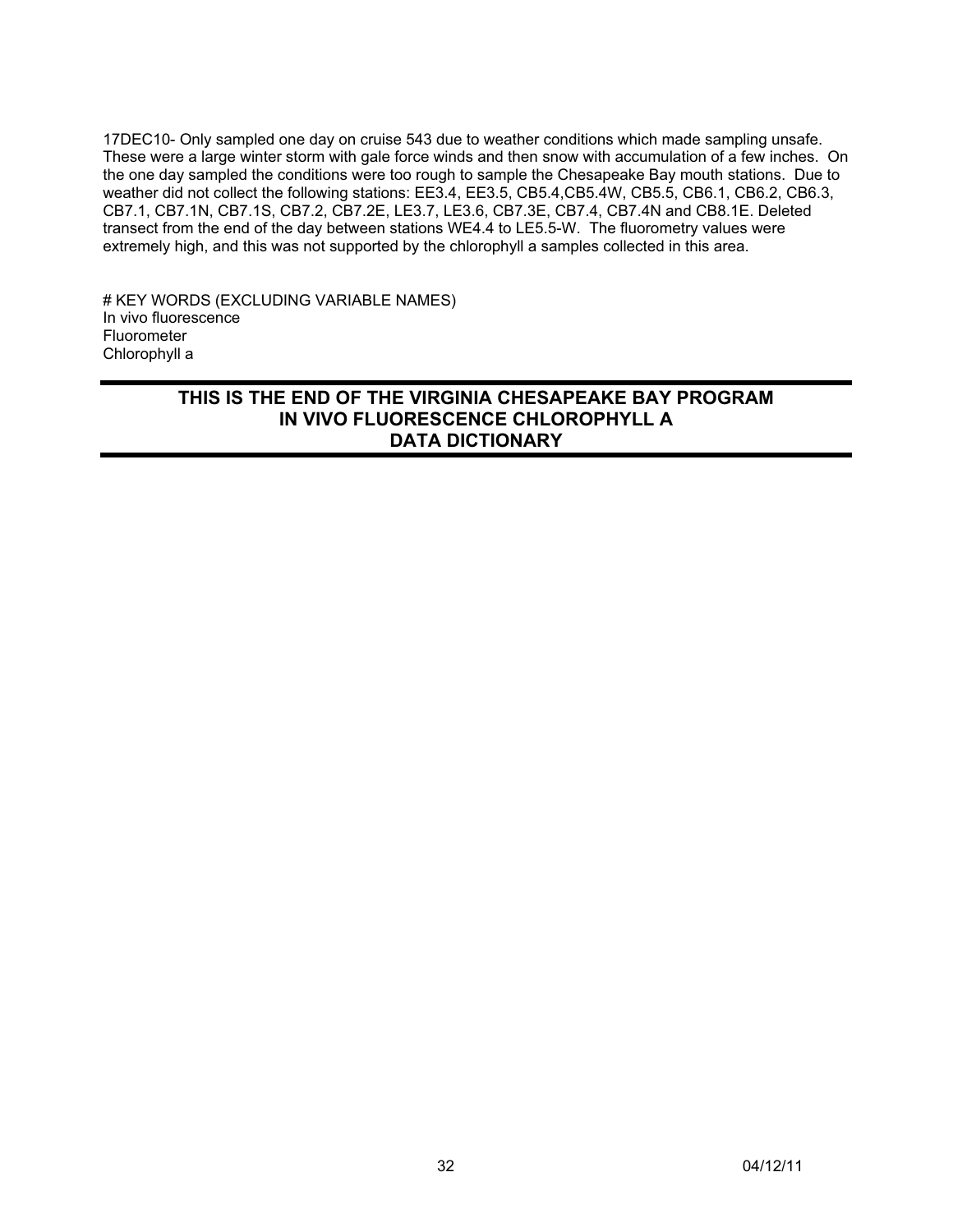17DEC10- Only sampled one day on cruise 543 due to weather conditions which made sampling unsafe. These were a large winter storm with gale force winds and then snow with accumulation of a few inches. On the one day sampled the conditions were too rough to sample the Chesapeake Bay mouth stations. Due to weather did not collect the following stations: EE3.4, EE3.5, CB5.4,CB5.4W, CB5.5, CB6.1, CB6.2, CB6.3, CB7.1, CB7.1N, CB7.1S, CB7.2, CB7.2E, LE3.7, LE3.6, CB7.3E, CB7.4, CB7.4N and CB8.1E. Deleted transect from the end of the day between stations WE4.4 to LE5.5-W. The fluorometry values were extremely high, and this was not supported by the chlorophyll a samples collected in this area.

# KEY WORDS (EXCLUDING VARIABLE NAMES)
In vivo fluorescence
Fluorometer
Chlorophyll a

---

**THIS IS THE END OF THE VIRGINIA CHESAPEAKE BAY PROGRAM IN VIVO FLUORESCENCE CHLOROPHYLL A DATA DICTIONARY**

---